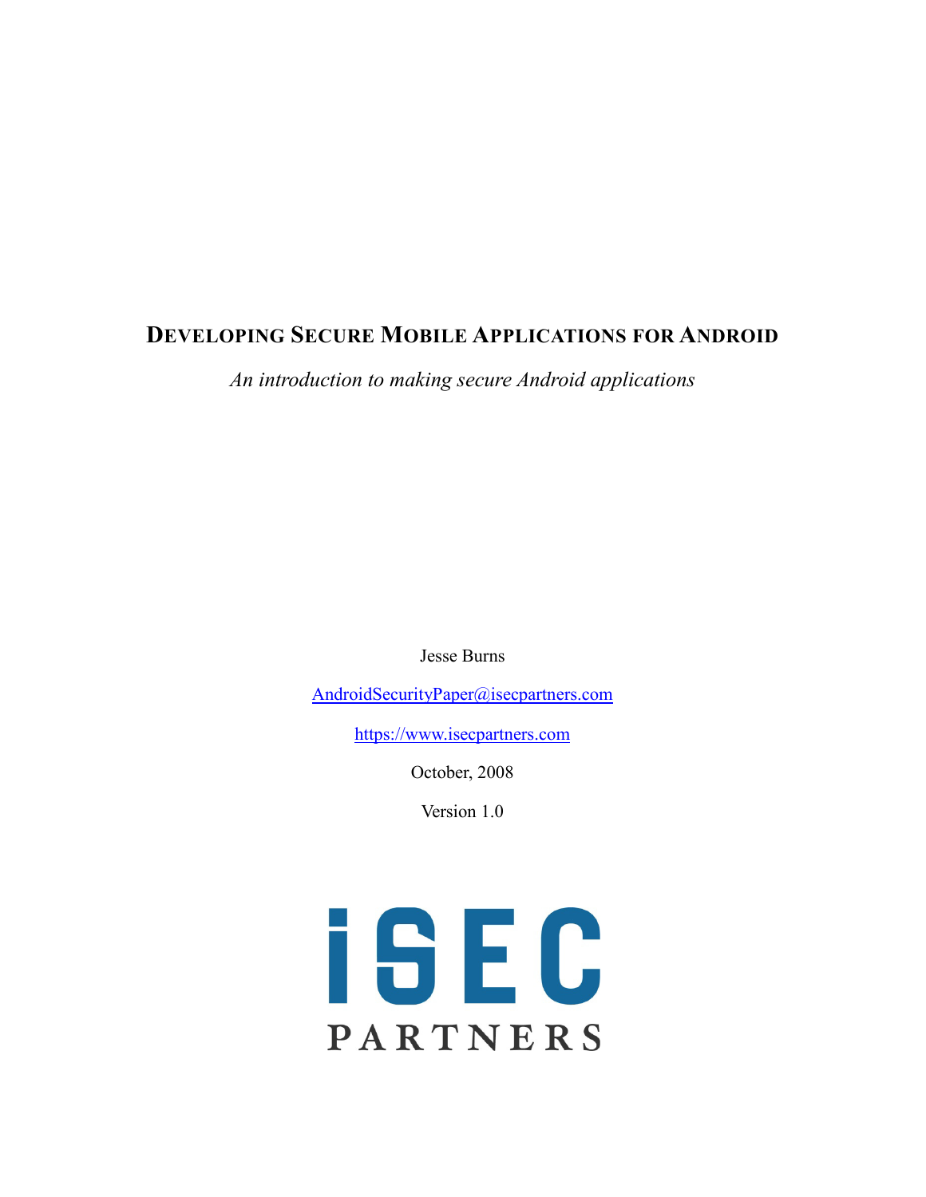# Developing Secure Mobile Applications for Android

*An introduction to making secure Android applications*

Jesse Burns

AndroidSecurityPaper@isecpartners.com

https://www.isecpartners.com

October, 2008

Version 1.0

iSEC PARTNERS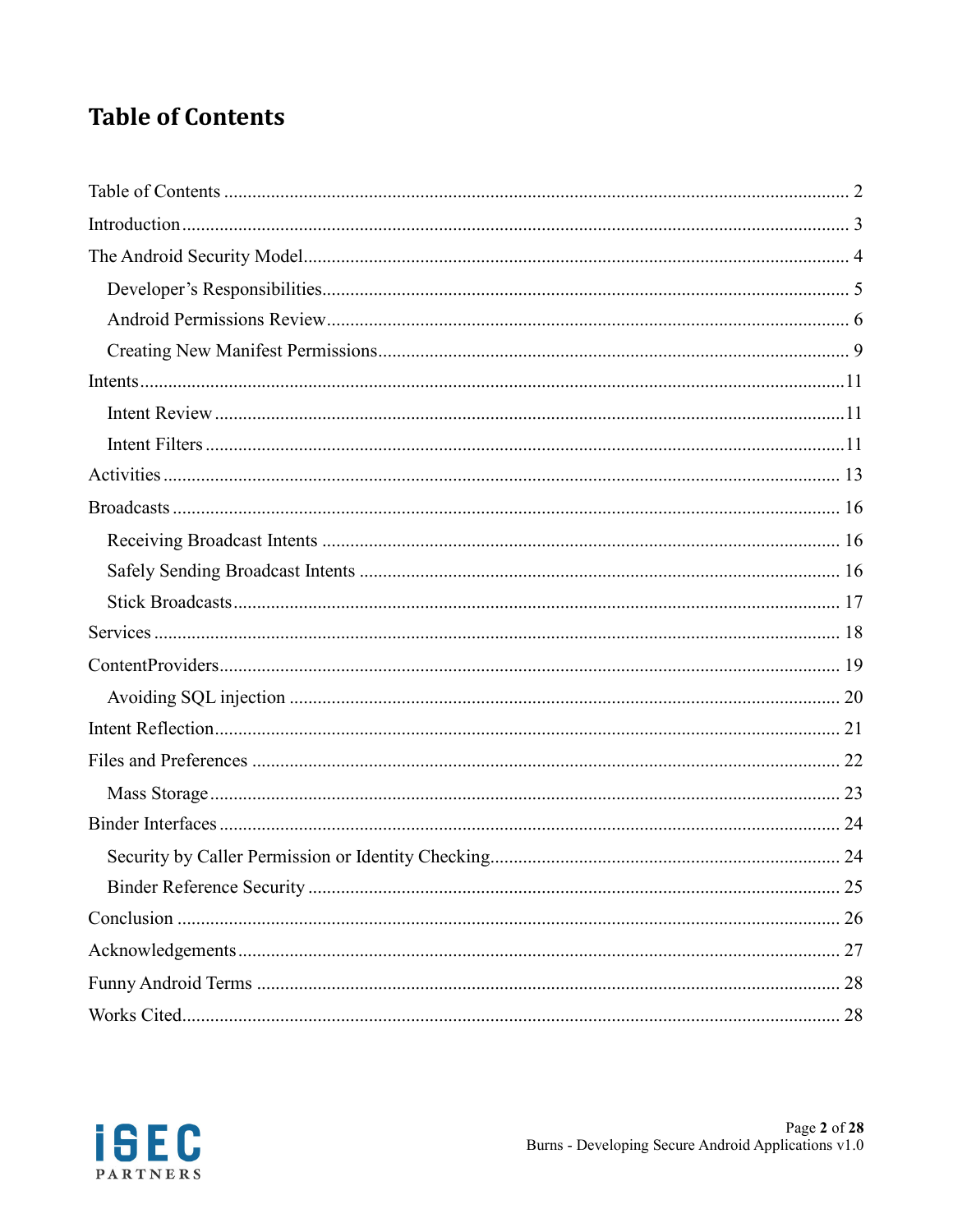# Table of Contents

- Table of Contents ........ 2
- Introduction ........ 3
- The Android Security Model ........ 4
  - Developer's Responsibilities ........ 5
  - Android Permissions Review ........ 6
  - Creating New Manifest Permissions ........ 9
- Intents ........ 11
  - Intent Review ........ 11
  - Intent Filters ........ 11
- Activities ........ 13
- Broadcasts ........ 16
  - Receiving Broadcast Intents ........ 16
  - Safely Sending Broadcast Intents ........ 16
  - Stick Broadcasts ........ 17
- Services ........ 18
- ContentProviders ........ 19
  - Avoiding SQL injection ........ 20
- Intent Reflection ........ 21
- Files and Preferences ........ 22
  - Mass Storage ........ 23
- Binder Interfaces ........ 24
  - Security by Caller Permission or Identity Checking ........ 24
  - Binder Reference Security ........ 25
- Conclusion ........ 26
- Acknowledgements ........ 27
- Funny Android Terms ........ 28
- Works Cited ........ 28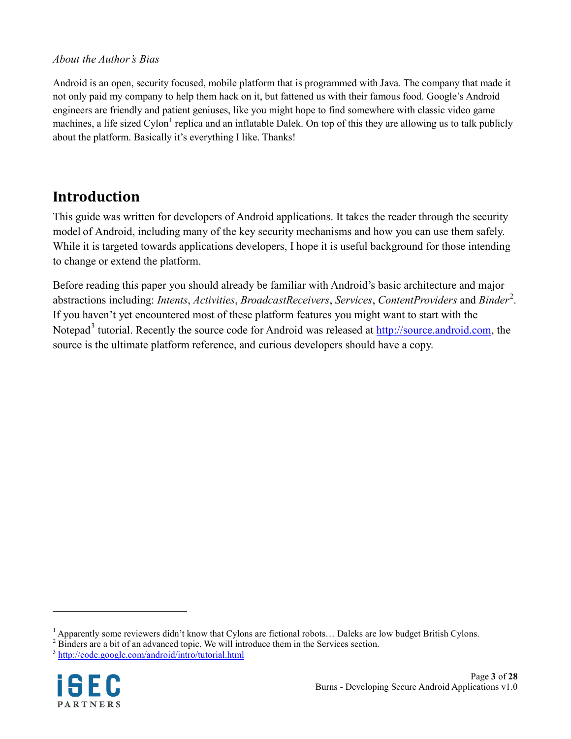*About the Author's Bias*

Android is an open, security focused, mobile platform that is programmed with Java. The company that made it not only paid my company to help them hack on it, but fattened us with their famous food. Google's Android engineers are friendly and patient geniuses, like you might hope to find somewhere with classic video game machines, a life sized Cylon[1] replica and an inflatable Dalek. On top of this they are allowing us to talk publicly about the platform. Basically it's everything I like. Thanks!

## Introduction

This guide was written for developers of Android applications. It takes the reader through the security model of Android, including many of the key security mechanisms and how you can use them safely. While it is targeted towards applications developers, I hope it is useful background for those intending to change or extend the platform.

Before reading this paper you should already be familiar with Android's basic architecture and major abstractions including: *Intents*, *Activities*, *BroadcastReceivers*, *Services*, *ContentProviders* and *Binder*[2]. If you haven't yet encountered most of these platform features you might want to start with the Notepad[3] tutorial. Recently the source code for Android was released at http://source.android.com, the source is the ultimate platform reference, and curious developers should have a copy.

---

[1] Apparently some reviewers didn't know that Cylons are fictional robots… Daleks are low budget British Cylons.

[2] Binders are a bit of an advanced topic. We will introduce them in the Services section.

[3] http://code.google.com/android/intro/tutorial.html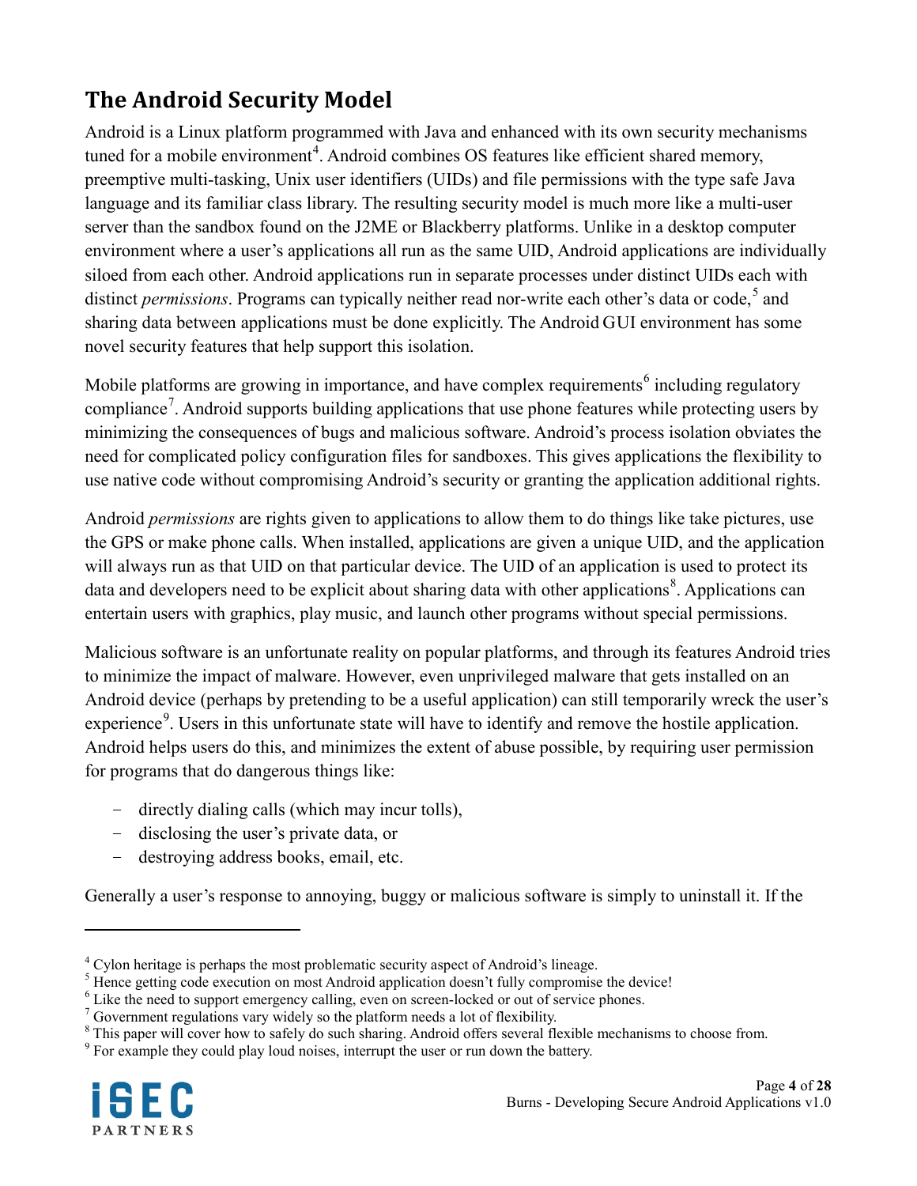## The Android Security Model

Android is a Linux platform programmed with Java and enhanced with its own security mechanisms tuned for a mobile environment[4]. Android combines OS features like efficient shared memory, preemptive multi-tasking, Unix user identifiers (UIDs) and file permissions with the type safe Java language and its familiar class library. The resulting security model is much more like a multi-user server than the sandbox found on the J2ME or Blackberry platforms. Unlike in a desktop computer environment where a user's applications all run as the same UID, Android applications are individually siloed from each other. Android applications run in separate processes under distinct UIDs each with distinct *permissions*. Programs can typically neither read nor-write each other's data or code,[5] and sharing data between applications must be done explicitly. The Android GUI environment has some novel security features that help support this isolation.

Mobile platforms are growing in importance, and have complex requirements[6] including regulatory compliance[7]. Android supports building applications that use phone features while protecting users by minimizing the consequences of bugs and malicious software. Android's process isolation obviates the need for complicated policy configuration files for sandboxes. This gives applications the flexibility to use native code without compromising Android's security or granting the application additional rights.

Android *permissions* are rights given to applications to allow them to do things like take pictures, use the GPS or make phone calls. When installed, applications are given a unique UID, and the application will always run as that UID on that particular device. The UID of an application is used to protect its data and developers need to be explicit about sharing data with other applications[8]. Applications can entertain users with graphics, play music, and launch other programs without special permissions.

Malicious software is an unfortunate reality on popular platforms, and through its features Android tries to minimize the impact of malware. However, even unprivileged malware that gets installed on an Android device (perhaps by pretending to be a useful application) can still temporarily wreck the user's experience[9]. Users in this unfortunate state will have to identify and remove the hostile application. Android helps users do this, and minimizes the extent of abuse possible, by requiring user permission for programs that do dangerous things like:

- directly dialing calls (which may incur tolls),
- disclosing the user's private data, or
- destroying address books, email, etc.

Generally a user's response to annoying, buggy or malicious software is simply to uninstall it. If the

---

[4] Cylon heritage is perhaps the most problematic security aspect of Android's lineage.

[5] Hence getting code execution on most Android application doesn't fully compromise the device!

[6] Like the need to support emergency calling, even on screen-locked or out of service phones.

[7] Government regulations vary widely so the platform needs a lot of flexibility.

[8] This paper will cover how to safely do such sharing. Android offers several flexible mechanisms to choose from.

[9] For example they could play loud noises, interrupt the user or run down the battery.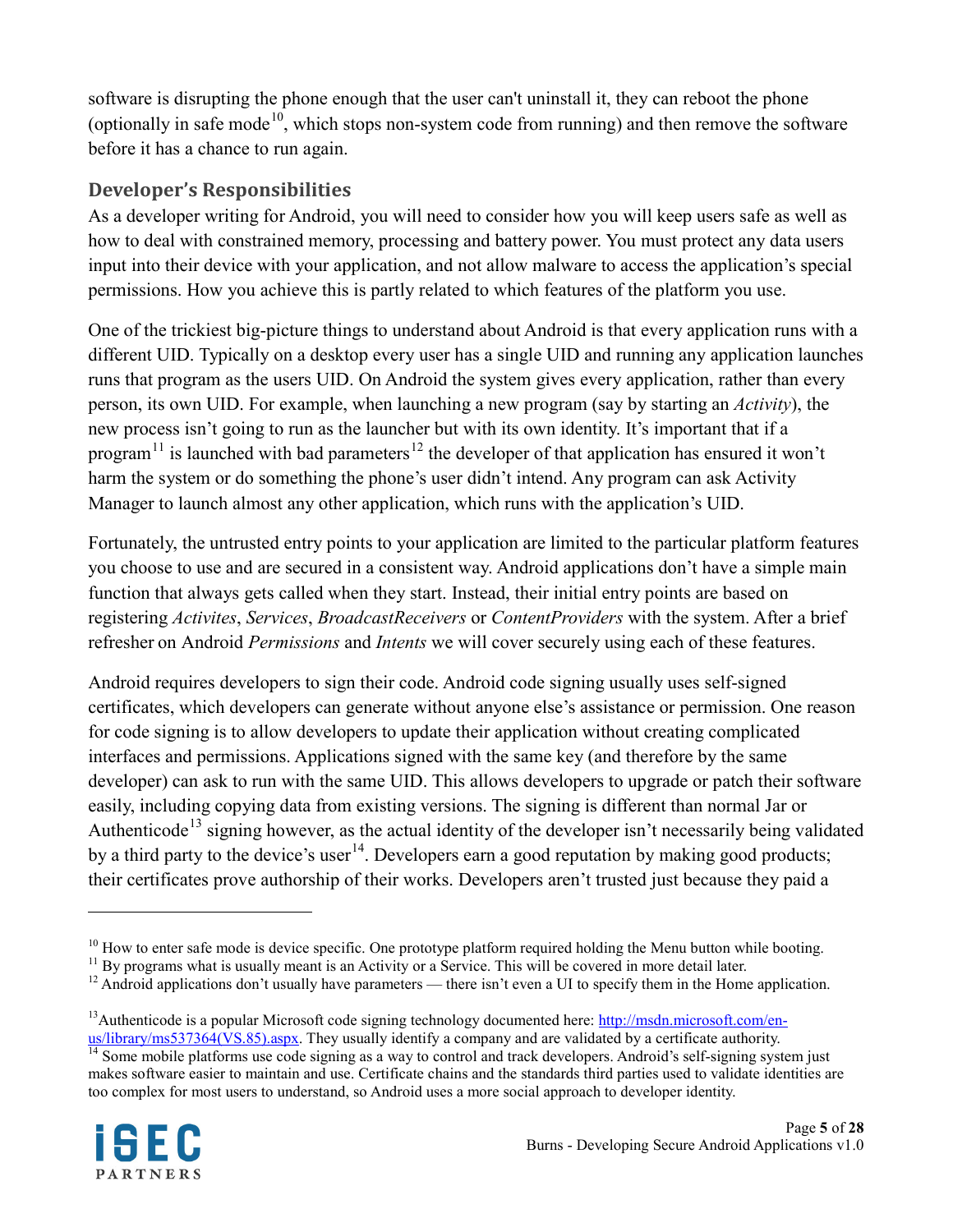software is disrupting the phone enough that the user can't uninstall it, they can reboot the phone (optionally in safe mode[10], which stops non-system code from running) and then remove the software before it has a chance to run again.

## Developer's Responsibilities

As a developer writing for Android, you will need to consider how you will keep users safe as well as how to deal with constrained memory, processing and battery power. You must protect any data users input into their device with your application, and not allow malware to access the application's special permissions. How you achieve this is partly related to which features of the platform you use.

One of the trickiest big-picture things to understand about Android is that every application runs with a different UID. Typically on a desktop every user has a single UID and running any application launches runs that program as the users UID. On Android the system gives every application, rather than every person, its own UID. For example, when launching a new program (say by starting an *Activity*), the new process isn't going to run as the launcher but with its own identity. It's important that if a program[11] is launched with bad parameters[12] the developer of that application has ensured it won't harm the system or do something the phone's user didn't intend. Any program can ask Activity Manager to launch almost any other application, which runs with the application's UID.

Fortunately, the untrusted entry points to your application are limited to the particular platform features you choose to use and are secured in a consistent way. Android applications don't have a simple main function that always gets called when they start. Instead, their initial entry points are based on registering *Activites*, *Services*, *BroadcastReceivers* or *ContentProviders* with the system. After a brief refresher on Android *Permissions* and *Intents* we will cover securely using each of these features.

Android requires developers to sign their code. Android code signing usually uses self-signed certificates, which developers can generate without anyone else's assistance or permission. One reason for code signing is to allow developers to update their application without creating complicated interfaces and permissions. Applications signed with the same key (and therefore by the same developer) can ask to run with the same UID. This allows developers to upgrade or patch their software easily, including copying data from existing versions. The signing is different than normal Jar or Authenticode[13] signing however, as the actual identity of the developer isn't necessarily being validated by a third party to the device's user[14]. Developers earn a good reputation by making good products; their certificates prove authorship of their works. Developers aren't trusted just because they paid a

---

[10] How to enter safe mode is device specific. One prototype platform required holding the Menu button while booting.

[11] By programs what is usually meant is an Activity or a Service. This will be covered in more detail later.

[12] Android applications don't usually have parameters — there isn't even a UI to specify them in the Home application.

[13] Authenticode is a popular Microsoft code signing technology documented here: http://msdn.microsoft.com/en-us/library/ms537364(VS.85).aspx. They usually identify a company and are validated by a certificate authority.

[14] Some mobile platforms use code signing as a way to control and track developers. Android's self-signing system just makes software easier to maintain and use. Certificate chains and the standards third parties used to validate identities are too complex for most users to understand, so Android uses a more social approach to developer identity.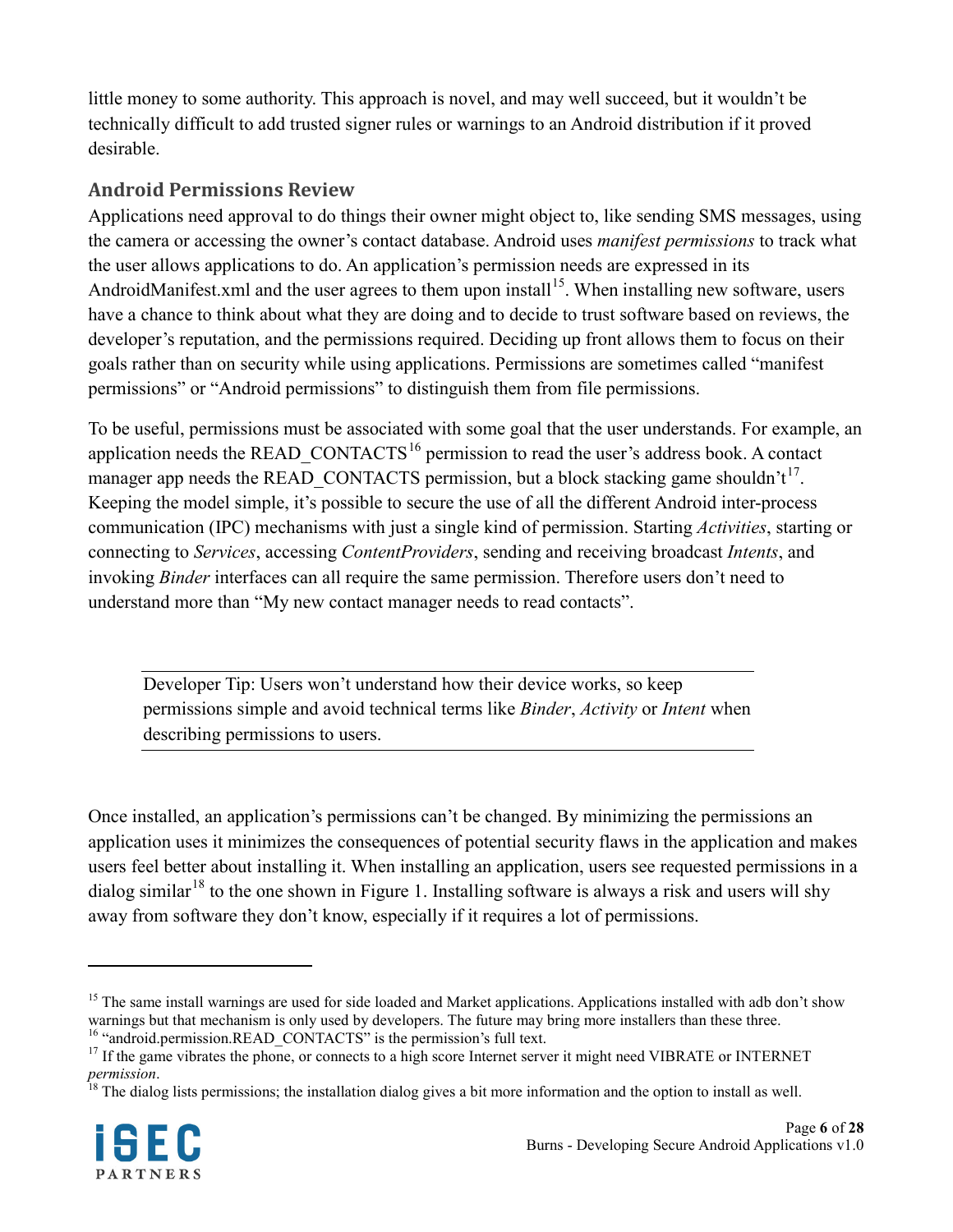little money to some authority. This approach is novel, and may well succeed, but it wouldn't be technically difficult to add trusted signer rules or warnings to an Android distribution if it proved desirable.

## Android Permissions Review

Applications need approval to do things their owner might object to, like sending SMS messages, using the camera or accessing the owner's contact database. Android uses *manifest permissions* to track what the user allows applications to do. An application's permission needs are expressed in its AndroidManifest.xml and the user agrees to them upon install[15]. When installing new software, users have a chance to think about what they are doing and to decide to trust software based on reviews, the developer's reputation, and the permissions required. Deciding up front allows them to focus on their goals rather than on security while using applications. Permissions are sometimes called "manifest permissions" or "Android permissions" to distinguish them from file permissions.

To be useful, permissions must be associated with some goal that the user understands. For example, an application needs the READ_CONTACTS[16] permission to read the user's address book. A contact manager app needs the READ_CONTACTS permission, but a block stacking game shouldn't[17]. Keeping the model simple, it's possible to secure the use of all the different Android inter-process communication (IPC) mechanisms with just a single kind of permission. Starting *Activities*, starting or connecting to *Services*, accessing *ContentProviders*, sending and receiving broadcast *Intents*, and invoking *Binder* interfaces can all require the same permission. Therefore users don't need to understand more than "My new contact manager needs to read contacts".

> Developer Tip: Users won't understand how their device works, so keep permissions simple and avoid technical terms like *Binder*, *Activity* or *Intent* when describing permissions to users.

Once installed, an application's permissions can't be changed. By minimizing the permissions an application uses it minimizes the consequences of potential security flaws in the application and makes users feel better about installing it. When installing an application, users see requested permissions in a dialog similar[18] to the one shown in Figure 1. Installing software is always a risk and users will shy away from software they don't know, especially if it requires a lot of permissions.

---

[15] The same install warnings are used for side loaded and Market applications. Applications installed with adb don't show warnings but that mechanism is only used by developers. The future may bring more installers than these three.

[16] "android.permission.READ_CONTACTS" is the permission's full text.

[17] If the game vibrates the phone, or connects to a high score Internet server it might need VIBRATE or INTERNET *permission*.

[18] The dialog lists permissions; the installation dialog gives a bit more information and the option to install as well.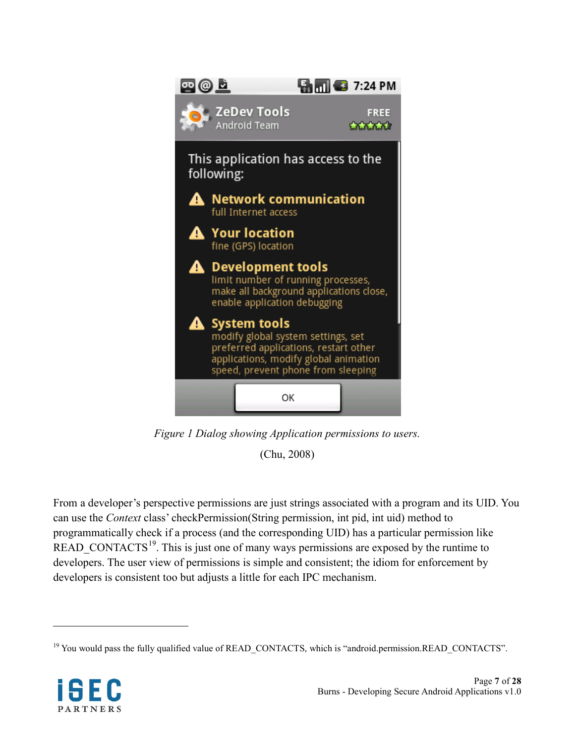*Figure 1 Dialog showing Application permissions to users.*

(Chu, 2008)

From a developer's perspective permissions are just strings associated with a program and its UID. You can use the *Context* class' checkPermission(String permission, int pid, int uid) method to programmatically check if a process (and the corresponding UID) has a particular permission like READ_CONTACTS[19]. This is just one of many ways permissions are exposed by the runtime to developers. The user view of permissions is simple and consistent; the idiom for enforcement by developers is consistent too but adjusts a little for each IPC mechanism.

---

[19] You would pass the fully qualified value of READ_CONTACTS, which is "android.permission.READ_CONTACTS".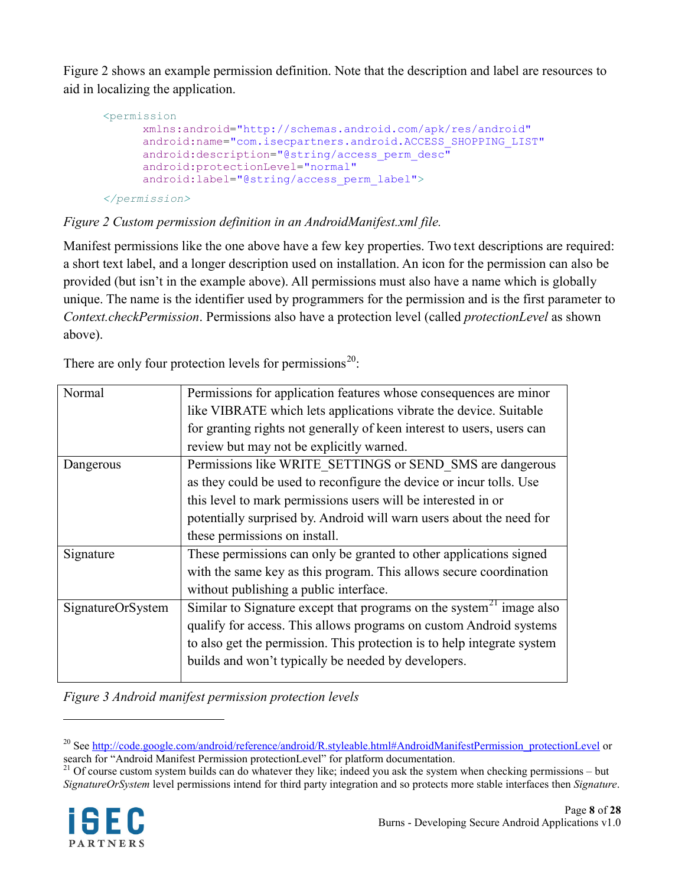Figure 2 shows an example permission definition. Note that the description and label are resources to aid in localizing the application.

```
<permission
      xmlns:android="http://schemas.android.com/apk/res/android"
      android:name="com.isecpartners.android.ACCESS_SHOPPING_LIST"
      android:description="@string/access_perm_desc"
      android:protectionLevel="normal"
      android:label="@string/access_perm_label">
</permission>
```

*Figure 2 Custom permission definition in an AndroidManifest.xml file.*

Manifest permissions like the one above have a few key properties. Two text descriptions are required: a short text label, and a longer description used on installation. An icon for the permission can also be provided (but isn't in the example above). All permissions must also have a name which is globally unique. The name is the identifier used by programmers for the permission and is the first parameter to *Context.checkPermission*. Permissions also have a protection level (called *protectionLevel* as shown above).

There are only four protection levels for permissions[20]:

| | |
|---|---|
| Normal | Permissions for application features whose consequences are minor like VIBRATE which lets applications vibrate the device. Suitable for granting rights not generally of keen interest to users, users can review but may not be explicitly warned. |
| Dangerous | Permissions like WRITE_SETTINGS or SEND_SMS are dangerous as they could be used to reconfigure the device or incur tolls. Use this level to mark permissions users will be interested in or potentially surprised by. Android will warn users about the need for these permissions on install. |
| Signature | These permissions can only be granted to other applications signed with the same key as this program. This allows secure coordination without publishing a public interface. |
| SignatureOrSystem | Similar to Signature except that programs on the system[21] image also qualify for access. This allows programs on custom Android systems to also get the permission. This protection is to help integrate system builds and won't typically be needed by developers. |

*Figure 3 Android manifest permission protection levels*

---

[20] See http://code.google.com/android/reference/android/R.styleable.html#AndroidManifestPermission_protectionLevel or search for "Android Manifest Permission protectionLevel" for platform documentation.

[21] Of course custom system builds can do whatever they like; indeed you ask the system when checking permissions – but *SignatureOrSystem* level permissions intend for third party integration and so protects more stable interfaces then *Signature*.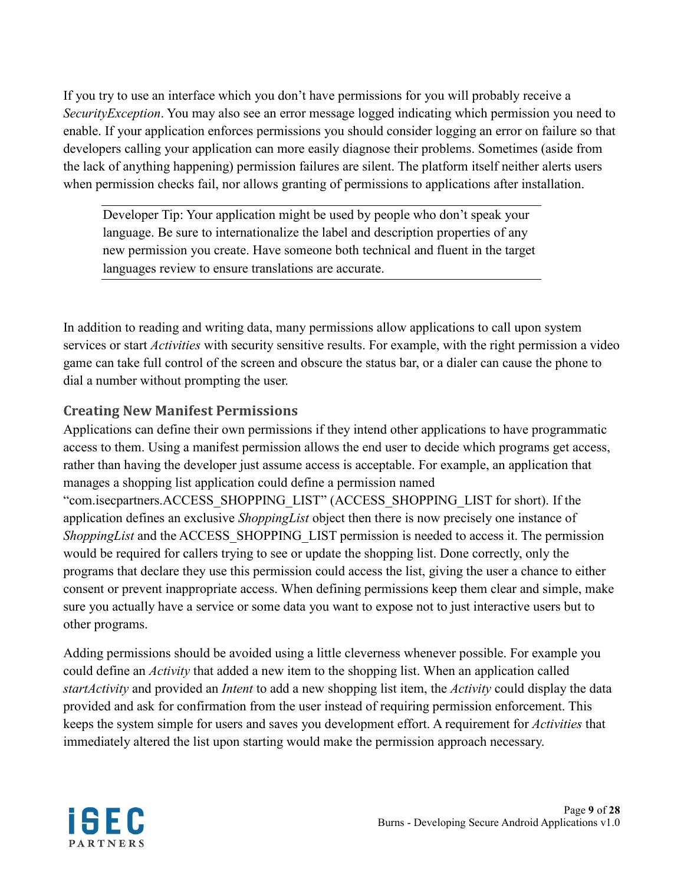If you try to use an interface which you don't have permissions for you will probably receive a *SecurityException*. You may also see an error message logged indicating which permission you need to enable. If your application enforces permissions you should consider logging an error on failure so that developers calling your application can more easily diagnose their problems. Sometimes (aside from the lack of anything happening) permission failures are silent. The platform itself neither alerts users when permission checks fail, nor allows granting of permissions to applications after installation.

> Developer Tip: Your application might be used by people who don't speak your language. Be sure to internationalize the label and description properties of any new permission you create. Have someone both technical and fluent in the target languages review to ensure translations are accurate.

In addition to reading and writing data, many permissions allow applications to call upon system services or start *Activities* with security sensitive results. For example, with the right permission a video game can take full control of the screen and obscure the status bar, or a dialer can cause the phone to dial a number without prompting the user.

### Creating New Manifest Permissions

Applications can define their own permissions if they intend other applications to have programmatic access to them. Using a manifest permission allows the end user to decide which programs get access, rather than having the developer just assume access is acceptable. For example, an application that manages a shopping list application could define a permission named "com.isecpartners.ACCESS_SHOPPING_LIST" (ACCESS_SHOPPING_LIST for short). If the application defines an exclusive *ShoppingList* object then there is now precisely one instance of *ShoppingList* and the ACCESS_SHOPPING_LIST permission is needed to access it. The permission would be required for callers trying to see or update the shopping list. Done correctly, only the programs that declare they use this permission could access the list, giving the user a chance to either consent or prevent inappropriate access. When defining permissions keep them clear and simple, make sure you actually have a service or some data you want to expose not to just interactive users but to other programs.

Adding permissions should be avoided using a little cleverness whenever possible. For example you could define an *Activity* that added a new item to the shopping list. When an application called *startActivity* and provided an *Intent* to add a new shopping list item, the *Activity* could display the data provided and ask for confirmation from the user instead of requiring permission enforcement. This keeps the system simple for users and saves you development effort. A requirement for *Activities* that immediately altered the list upon starting would make the permission approach necessary.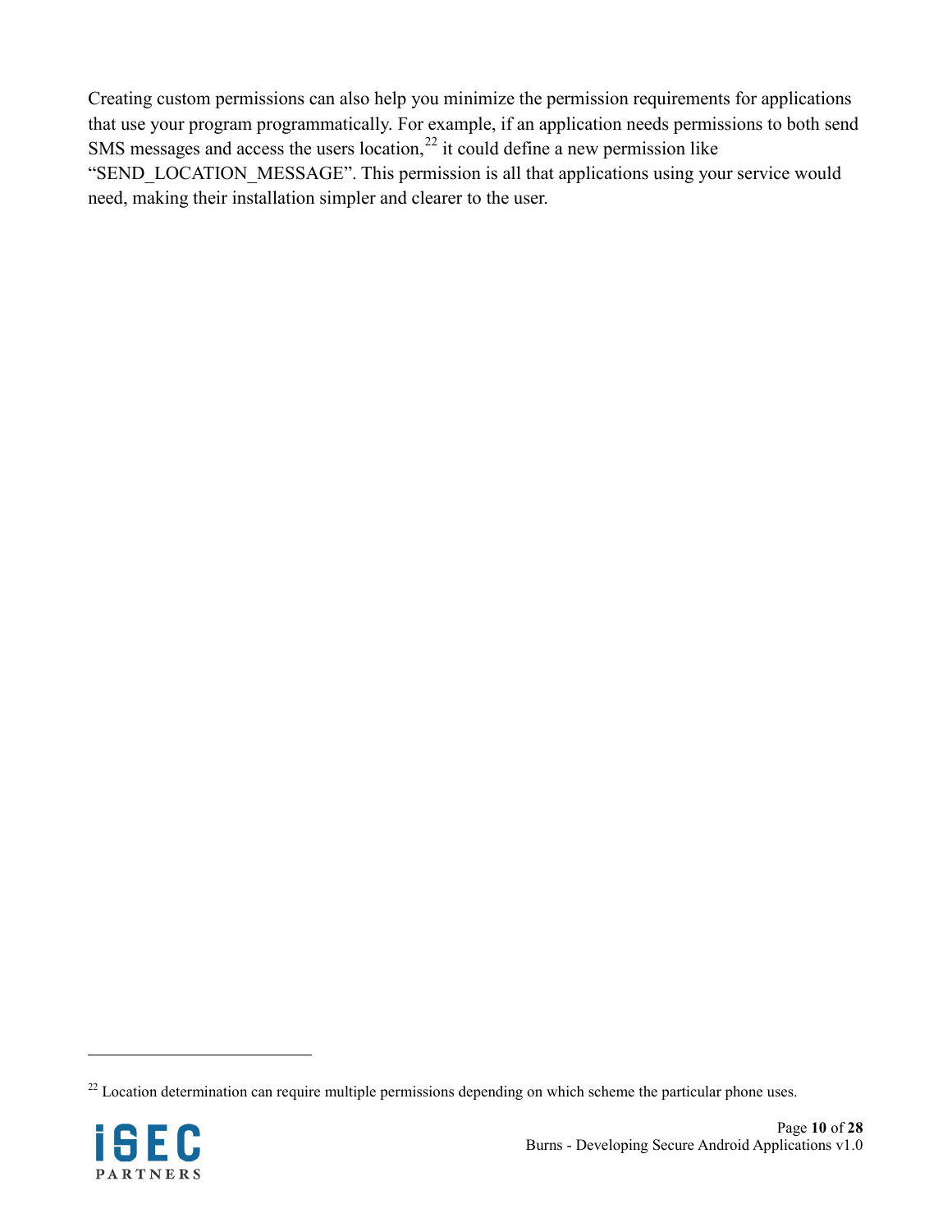Creating custom permissions can also help you minimize the permission requirements for applications that use your program programmatically. For example, if an application needs permissions to both send SMS messages and access the users location,[22] it could define a new permission like "SEND_LOCATION_MESSAGE". This permission is all that applications using your service would need, making their installation simpler and clearer to the user.

[22] Location determination can require multiple permissions depending on which scheme the particular phone uses.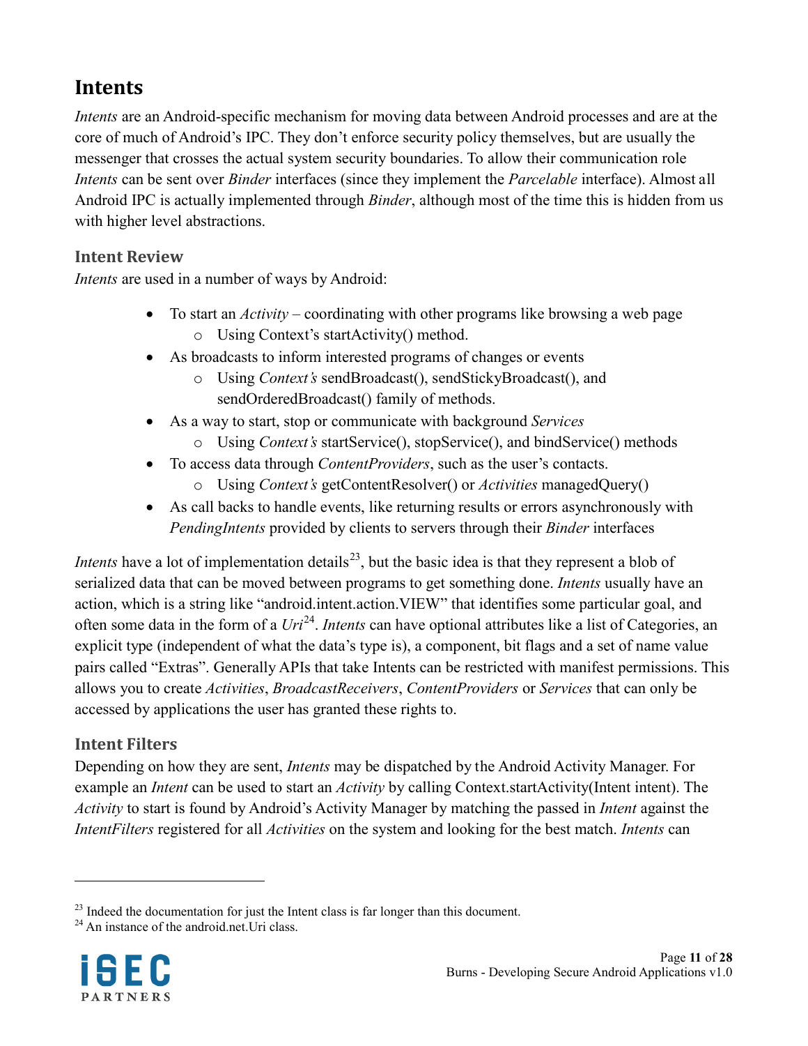## Intents

*Intents* are an Android-specific mechanism for moving data between Android processes and are at the core of much of Android's IPC. They don't enforce security policy themselves, but are usually the messenger that crosses the actual system security boundaries. To allow their communication role *Intents* can be sent over *Binder* interfaces (since they implement the *Parcelable* interface). Almost all Android IPC is actually implemented through *Binder*, although most of the time this is hidden from us with higher level abstractions.

### Intent Review

*Intents* are used in a number of ways by Android:

- To start an *Activity* – coordinating with other programs like browsing a web page
  - Using Context's startActivity() method.
- As broadcasts to inform interested programs of changes or events
  - Using *Context's* sendBroadcast(), sendStickyBroadcast(), and sendOrderedBroadcast() family of methods.
- As a way to start, stop or communicate with background *Services*
  - Using *Context's* startService(), stopService(), and bindService() methods
- To access data through *ContentProviders*, such as the user's contacts.
  - Using *Context's* getContentResolver() or *Activities* managedQuery()
- As call backs to handle events, like returning results or errors asynchronously with *PendingIntents* provided by clients to servers through their *Binder* interfaces

*Intents* have a lot of implementation details[23], but the basic idea is that they represent a blob of serialized data that can be moved between programs to get something done. *Intents* usually have an action, which is a string like "android.intent.action.VIEW" that identifies some particular goal, and often some data in the form of a *Uri*[24]. *Intents* can have optional attributes like a list of Categories, an explicit type (independent of what the data's type is), a component, bit flags and a set of name value pairs called "Extras". Generally APIs that take Intents can be restricted with manifest permissions. This allows you to create *Activities*, *BroadcastReceivers*, *ContentProviders* or *Services* that can only be accessed by applications the user has granted these rights to.

### Intent Filters

Depending on how they are sent, *Intents* may be dispatched by the Android Activity Manager. For example an *Intent* can be used to start an *Activity* by calling Context.startActivity(Intent intent). The *Activity* to start is found by Android's Activity Manager by matching the passed in *Intent* against the *IntentFilters* registered for all *Activities* on the system and looking for the best match. *Intents* can

---

[23] Indeed the documentation for just the Intent class is far longer than this document.

[24] An instance of the android.net.Uri class.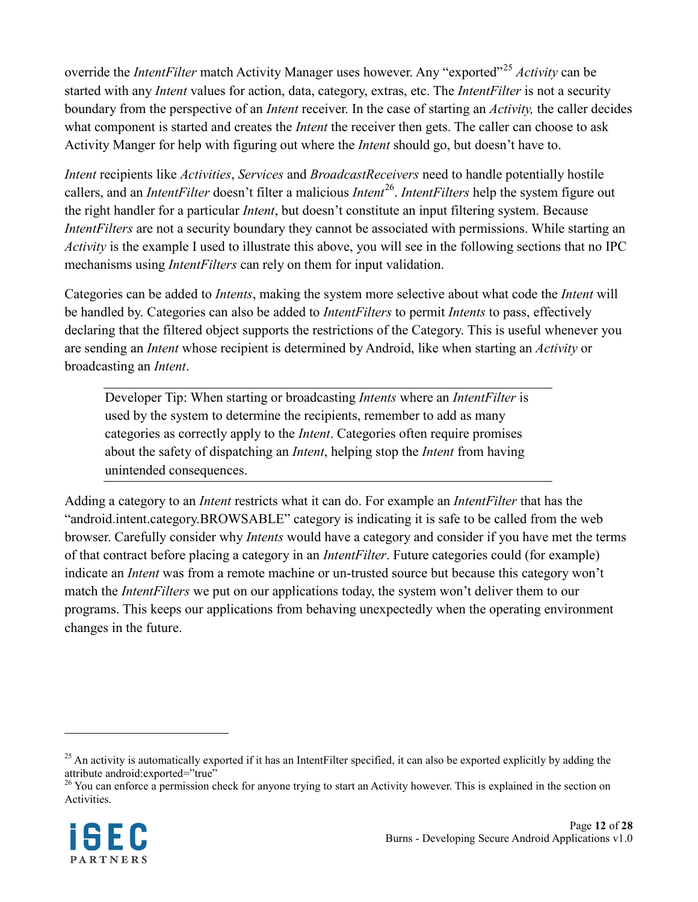override the *IntentFilter* match Activity Manager uses however. Any "exported"[25] *Activity* can be started with any *Intent* values for action, data, category, extras, etc. The *IntentFilter* is not a security boundary from the perspective of an *Intent* receiver. In the case of starting an *Activity,* the caller decides what component is started and creates the *Intent* the receiver then gets. The caller can choose to ask Activity Manger for help with figuring out where the *Intent* should go, but doesn't have to.

*Intent* recipients like *Activities*, *Services* and *BroadcastReceivers* need to handle potentially hostile callers, and an *IntentFilter* doesn't filter a malicious *Intent*[26]. *IntentFilters* help the system figure out the right handler for a particular *Intent*, but doesn't constitute an input filtering system. Because *IntentFilters* are not a security boundary they cannot be associated with permissions. While starting an *Activity* is the example I used to illustrate this above, you will see in the following sections that no IPC mechanisms using *IntentFilters* can rely on them for input validation.

Categories can be added to *Intents*, making the system more selective about what code the *Intent* will be handled by. Categories can also be added to *IntentFilters* to permit *Intents* to pass, effectively declaring that the filtered object supports the restrictions of the Category. This is useful whenever you are sending an *Intent* whose recipient is determined by Android, like when starting an *Activity* or broadcasting an *Intent*.

> Developer Tip: When starting or broadcasting *Intents* where an *IntentFilter* is used by the system to determine the recipients, remember to add as many categories as correctly apply to the *Intent*. Categories often require promises about the safety of dispatching an *Intent*, helping stop the *Intent* from having unintended consequences.

Adding a category to an *Intent* restricts what it can do. For example an *IntentFilter* that has the "android.intent.category.BROWSABLE" category is indicating it is safe to be called from the web browser. Carefully consider why *Intents* would have a category and consider if you have met the terms of that contract before placing a category in an *IntentFilter*. Future categories could (for example) indicate an *Intent* was from a remote machine or un-trusted source but because this category won't match the *IntentFilters* we put on our applications today, the system won't deliver them to our programs. This keeps our applications from behaving unexpectedly when the operating environment changes in the future.

---

[25] An activity is automatically exported if it has an IntentFilter specified, it can also be exported explicitly by adding the attribute android:exported="true"

[26] You can enforce a permission check for anyone trying to start an Activity however. This is explained in the section on Activities.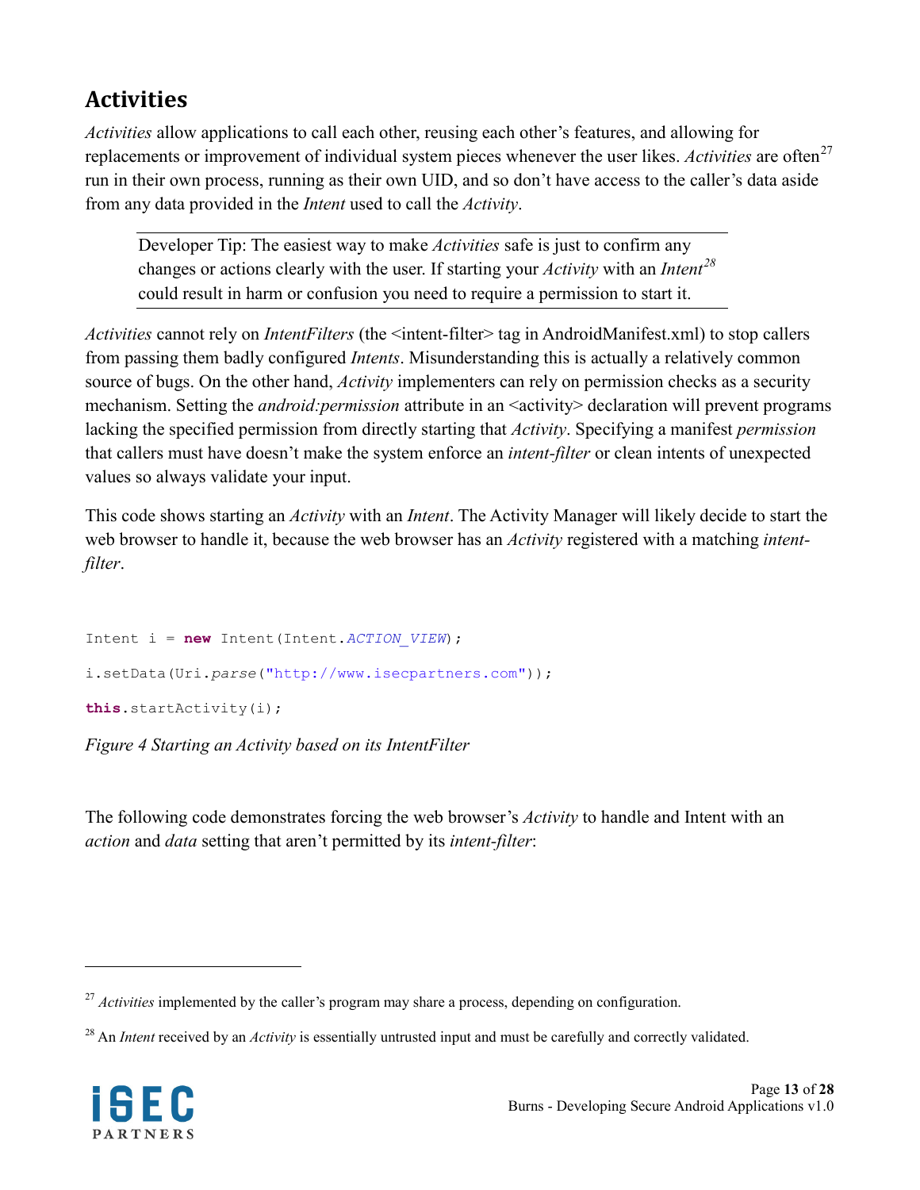## Activities

*Activities* allow applications to call each other, reusing each other's features, and allowing for replacements or improvement of individual system pieces whenever the user likes. *Activities* are often[27] run in their own process, running as their own UID, and so don't have access to the caller's data aside from any data provided in the *Intent* used to call the *Activity*.

> Developer Tip: The easiest way to make *Activities* safe is just to confirm any changes or actions clearly with the user. If starting your *Activity* with an *Intent*[28] could result in harm or confusion you need to require a permission to start it.

*Activities* cannot rely on *IntentFilters* (the <intent-filter> tag in AndroidManifest.xml) to stop callers from passing them badly configured *Intents*. Misunderstanding this is actually a relatively common source of bugs. On the other hand, *Activity* implementers can rely on permission checks as a security mechanism. Setting the *android:permission* attribute in an <activity> declaration will prevent programs lacking the specified permission from directly starting that *Activity*. Specifying a manifest *permission* that callers must have doesn't make the system enforce an *intent-filter* or clean intents of unexpected values so always validate your input.

This code shows starting an *Activity* with an *Intent*. The Activity Manager will likely decide to start the web browser to handle it, because the web browser has an *Activity* registered with a matching *intent-filter*.

```
Intent i = new Intent(Intent.ACTION_VIEW);

i.setData(Uri.parse("http://www.isecpartners.com"));

this.startActivity(i);
```

*Figure 4 Starting an Activity based on its IntentFilter*

The following code demonstrates forcing the web browser's *Activity* to handle and Intent with an *action* and *data* setting that aren't permitted by its *intent-filter*:

---

[27] *Activities* implemented by the caller's program may share a process, depending on configuration.

[28] An *Intent* received by an *Activity* is essentially untrusted input and must be carefully and correctly validated.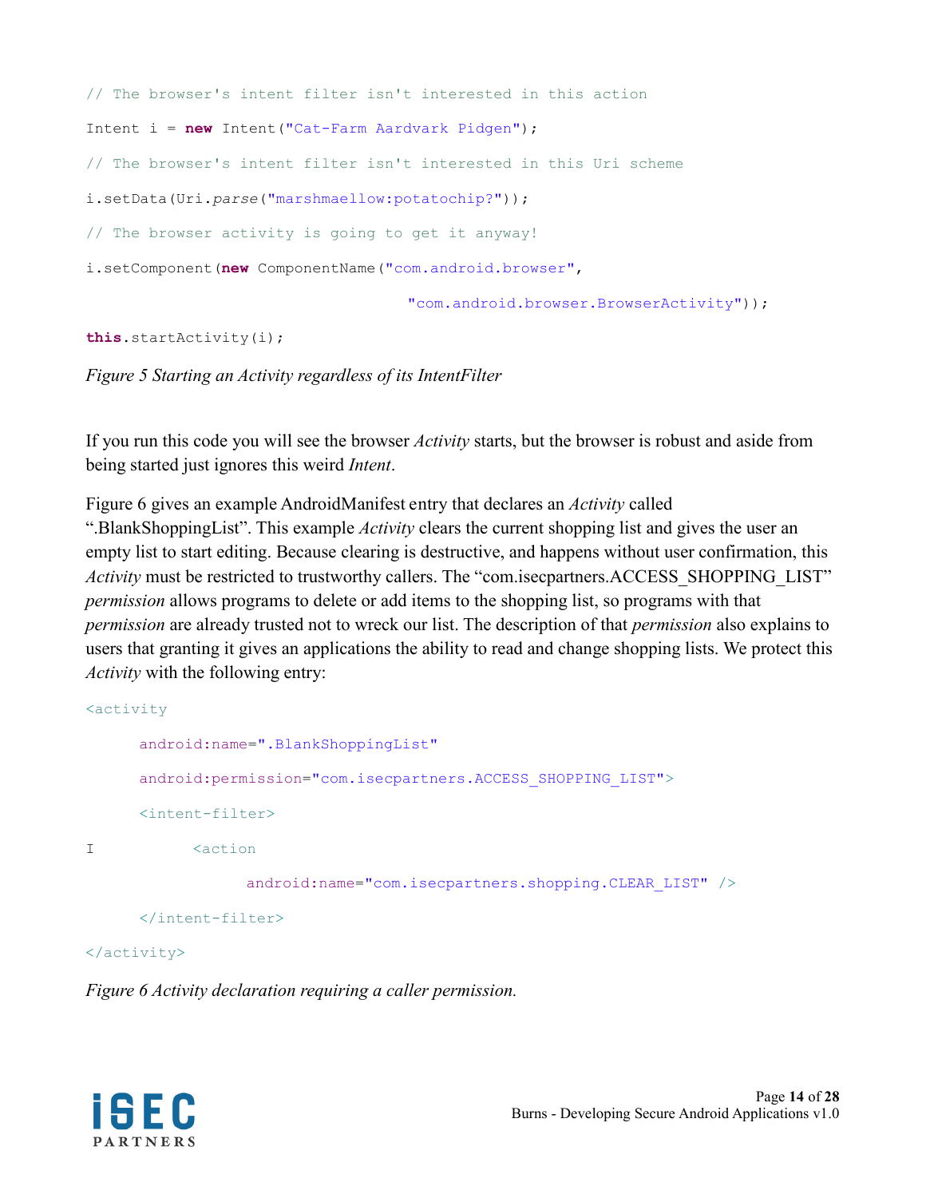```java
// The browser's intent filter isn't interested in this action
Intent i = new Intent("Cat-Farm Aardvark Pidgen");
// The browser's intent filter isn't interested in this Uri scheme
i.setData(Uri.parse("marshmaellow:potatochip?"));
// The browser activity is going to get it anyway!
i.setComponent(new ComponentName("com.android.browser",
                                 "com.android.browser.BrowserActivity"));
this.startActivity(i);
```

*Figure 5 Starting an Activity regardless of its IntentFilter*

If you run this code you will see the browser *Activity* starts, but the browser is robust and aside from being started just ignores this weird *Intent*.

Figure 6 gives an example AndroidManifest entry that declares an *Activity* called ".BlankShoppingList". This example *Activity* clears the current shopping list and gives the user an empty list to start editing. Because clearing is destructive, and happens without user confirmation, this *Activity* must be restricted to trustworthy callers. The "com.isecpartners.ACCESS_SHOPPING_LIST" *permission* allows programs to delete or add items to the shopping list, so programs with that *permission* are already trusted not to wreck our list. The description of that *permission* also explains to users that granting it gives an applications the ability to read and change shopping lists. We protect this *Activity* with the following entry:

```xml
<activity
      android:name=".BlankShoppingList"
      android:permission="com.isecpartners.ACCESS_SHOPPING_LIST">
      <intent-filter>
I           <action
                  android:name="com.isecpartners.shopping.CLEAR_LIST" />
      </intent-filter>
</activity>
```

*Figure 6 Activity declaration requiring a caller permission.*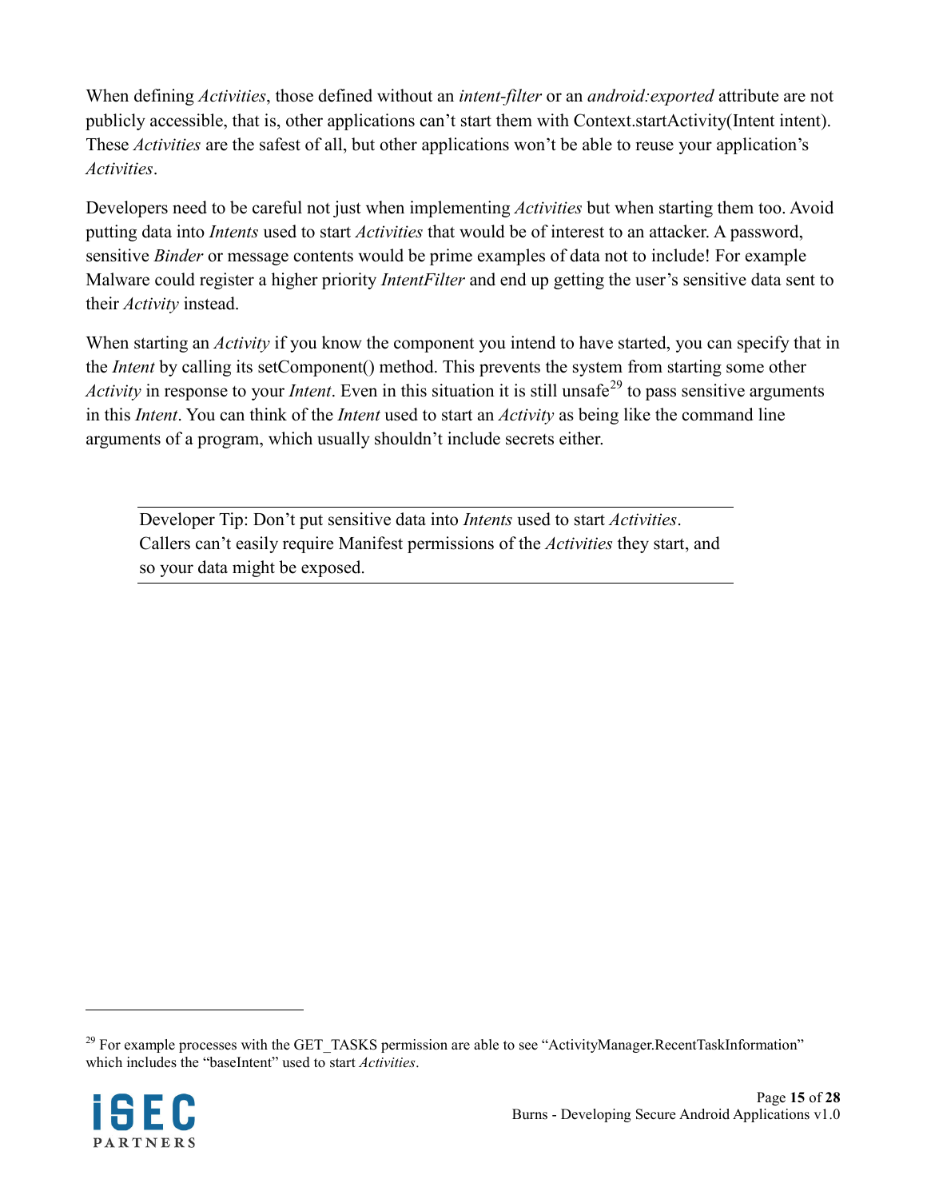When defining *Activities*, those defined without an *intent-filter* or an *android:exported* attribute are not publicly accessible, that is, other applications can't start them with Context.startActivity(Intent intent). These *Activities* are the safest of all, but other applications won't be able to reuse your application's *Activities*.

Developers need to be careful not just when implementing *Activities* but when starting them too. Avoid putting data into *Intents* used to start *Activities* that would be of interest to an attacker. A password, sensitive *Binder* or message contents would be prime examples of data not to include! For example Malware could register a higher priority *IntentFilter* and end up getting the user's sensitive data sent to their *Activity* instead.

When starting an *Activity* if you know the component you intend to have started, you can specify that in the *Intent* by calling its setComponent() method. This prevents the system from starting some other *Activity* in response to your *Intent*. Even in this situation it is still unsafe[29] to pass sensitive arguments in this *Intent*. You can think of the *Intent* used to start an *Activity* as being like the command line arguments of a program, which usually shouldn't include secrets either.

---

Developer Tip: Don't put sensitive data into *Intents* used to start *Activities*. Callers can't easily require Manifest permissions of the *Activities* they start, and so your data might be exposed.

---

[29] For example processes with the GET_TASKS permission are able to see "ActivityManager.RecentTaskInformation" which includes the "baseIntent" used to start *Activities*.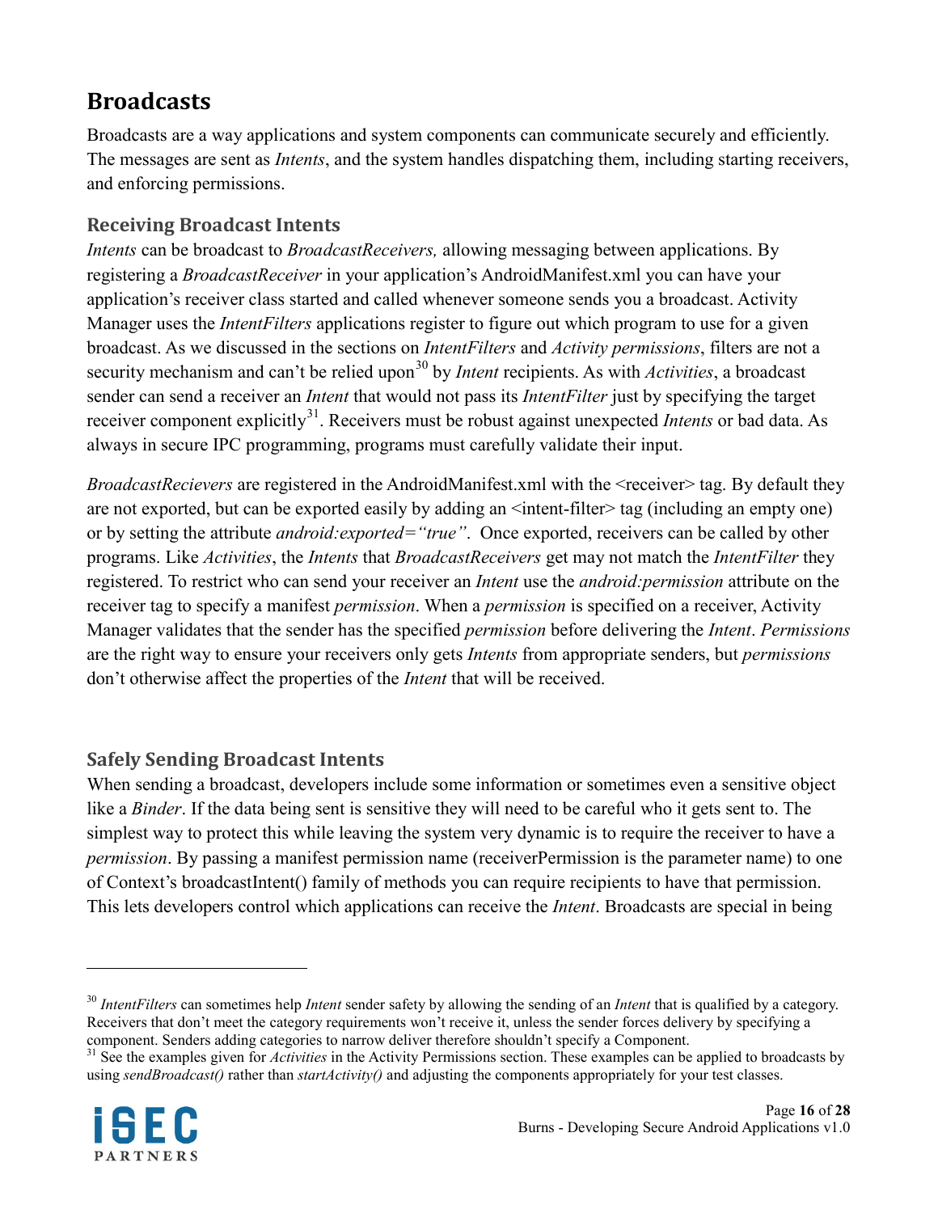## Broadcasts

Broadcasts are a way applications and system components can communicate securely and efficiently. The messages are sent as *Intents*, and the system handles dispatching them, including starting receivers, and enforcing permissions.

### Receiving Broadcast Intents

*Intents* can be broadcast to *BroadcastReceivers,* allowing messaging between applications. By registering a *BroadcastReceiver* in your application's AndroidManifest.xml you can have your application's receiver class started and called whenever someone sends you a broadcast. Activity Manager uses the *IntentFilters* applications register to figure out which program to use for a given broadcast. As we discussed in the sections on *IntentFilters* and *Activity permissions*, filters are not a security mechanism and can't be relied upon[30] by *Intent* recipients. As with *Activities*, a broadcast sender can send a receiver an *Intent* that would not pass its *IntentFilter* just by specifying the target receiver component explicitly[31]. Receivers must be robust against unexpected *Intents* or bad data. As always in secure IPC programming, programs must carefully validate their input.

*BroadcastRecievers* are registered in the AndroidManifest.xml with the <receiver> tag. By default they are not exported, but can be exported easily by adding an <intent-filter> tag (including an empty one) or by setting the attribute *android:exported="true"*. Once exported, receivers can be called by other programs. Like *Activities*, the *Intents* that *BroadcastReceivers* get may not match the *IntentFilter* they registered. To restrict who can send your receiver an *Intent* use the *android:permission* attribute on the receiver tag to specify a manifest *permission*. When a *permission* is specified on a receiver, Activity Manager validates that the sender has the specified *permission* before delivering the *Intent*. *Permissions* are the right way to ensure your receivers only gets *Intents* from appropriate senders, but *permissions* don't otherwise affect the properties of the *Intent* that will be received.

### Safely Sending Broadcast Intents

When sending a broadcast, developers include some information or sometimes even a sensitive object like a *Binder*. If the data being sent is sensitive they will need to be careful who it gets sent to. The simplest way to protect this while leaving the system very dynamic is to require the receiver to have a *permission*. By passing a manifest permission name (receiverPermission is the parameter name) to one of Context's broadcastIntent() family of methods you can require recipients to have that permission. This lets developers control which applications can receive the *Intent*. Broadcasts are special in being

---

[30] *IntentFilters* can sometimes help *Intent* sender safety by allowing the sending of an *Intent* that is qualified by a category. Receivers that don't meet the category requirements won't receive it, unless the sender forces delivery by specifying a component. Senders adding categories to narrow deliver therefore shouldn't specify a Component.

[31] See the examples given for *Activities* in the Activity Permissions section. These examples can be applied to broadcasts by using *sendBroadcast()* rather than *startActivity()* and adjusting the components appropriately for your test classes.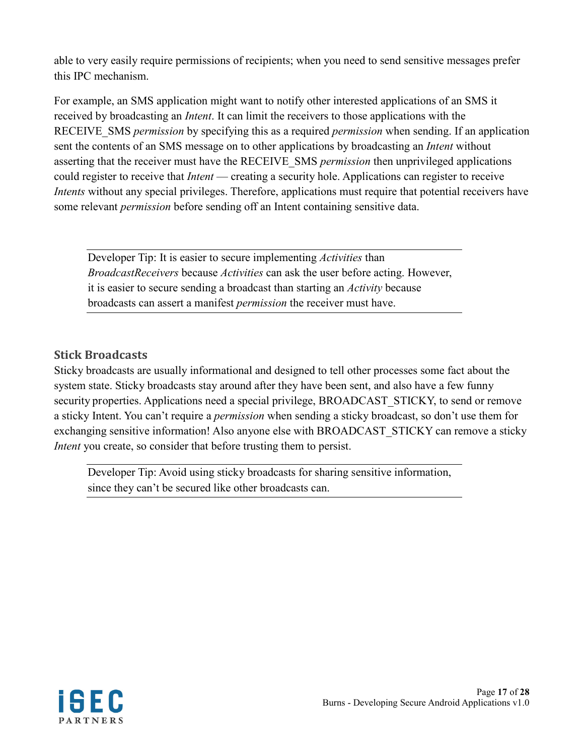able to very easily require permissions of recipients; when you need to send sensitive messages prefer this IPC mechanism.

For example, an SMS application might want to notify other interested applications of an SMS it received by broadcasting an *Intent*. It can limit the receivers to those applications with the RECEIVE_SMS *permission* by specifying this as a required *permission* when sending. If an application sent the contents of an SMS message on to other applications by broadcasting an *Intent* without asserting that the receiver must have the RECEIVE_SMS *permission* then unprivileged applications could register to receive that *Intent* — creating a security hole. Applications can register to receive *Intents* without any special privileges. Therefore, applications must require that potential receivers have some relevant *permission* before sending off an Intent containing sensitive data.

> Developer Tip: It is easier to secure implementing *Activities* than *BroadcastReceivers* because *Activities* can ask the user before acting. However, it is easier to secure sending a broadcast than starting an *Activity* because broadcasts can assert a manifest *permission* the receiver must have.

### Stick Broadcasts

Sticky broadcasts are usually informational and designed to tell other processes some fact about the system state. Sticky broadcasts stay around after they have been sent, and also have a few funny security properties. Applications need a special privilege, BROADCAST_STICKY, to send or remove a sticky Intent. You can't require a *permission* when sending a sticky broadcast, so don't use them for exchanging sensitive information! Also anyone else with BROADCAST_STICKY can remove a sticky *Intent* you create, so consider that before trusting them to persist.

> Developer Tip: Avoid using sticky broadcasts for sharing sensitive information, since they can't be secured like other broadcasts can.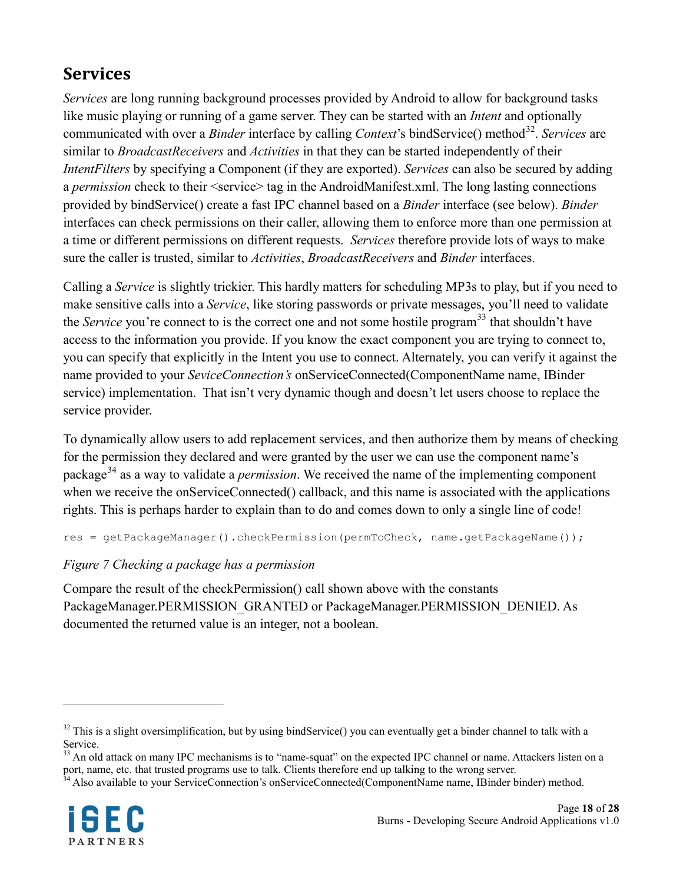## Services

*Services* are long running background processes provided by Android to allow for background tasks like music playing or running of a game server. They can be started with an *Intent* and optionally communicated with over a *Binder* interface by calling *Context*'s bindService() method[32]. *Services* are similar to *BroadcastReceivers* and *Activities* in that they can be started independently of their *IntentFilters* by specifying a Component (if they are exported). *Services* can also be secured by adding a *permission* check to their <service> tag in the AndroidManifest.xml. The long lasting connections provided by bindService() create a fast IPC channel based on a *Binder* interface (see below). *Binder* interfaces can check permissions on their caller, allowing them to enforce more than one permission at a time or different permissions on different requests. *Services* therefore provide lots of ways to make sure the caller is trusted, similar to *Activities*, *BroadcastReceivers* and *Binder* interfaces.

Calling a *Service* is slightly trickier. This hardly matters for scheduling MP3s to play, but if you need to make sensitive calls into a *Service*, like storing passwords or private messages, you'll need to validate the *Service* you're connect to is the correct one and not some hostile program[33] that shouldn't have access to the information you provide. If you know the exact component you are trying to connect to, you can specify that explicitly in the Intent you use to connect. Alternately, you can verify it against the name provided to your *SeviceConnection's* onServiceConnected(ComponentName name, IBinder service) implementation. That isn't very dynamic though and doesn't let users choose to replace the service provider.

To dynamically allow users to add replacement services, and then authorize them by means of checking for the permission they declared and were granted by the user we can use the component name's package[34] as a way to validate a *permission*. We received the name of the implementing component when we receive the onServiceConnected() callback, and this name is associated with the applications rights. This is perhaps harder to explain than to do and comes down to only a single line of code!

```
res = getPackageManager().checkPermission(permToCheck, name.getPackageName());
```

*Figure 7 Checking a package has a permission*

Compare the result of the checkPermission() call shown above with the constants PackageManager.PERMISSION_GRANTED or PackageManager.PERMISSION_DENIED. As documented the returned value is an integer, not a boolean.

---

[32] This is a slight oversimplification, but by using bindService() you can eventually get a binder channel to talk with a Service.

[33] An old attack on many IPC mechanisms is to "name-squat" on the expected IPC channel or name. Attackers listen on a port, name, etc. that trusted programs use to talk. Clients therefore end up talking to the wrong server.

[34] Also available to your ServiceConnection's onServiceConnected(ComponentName name, IBinder binder) method.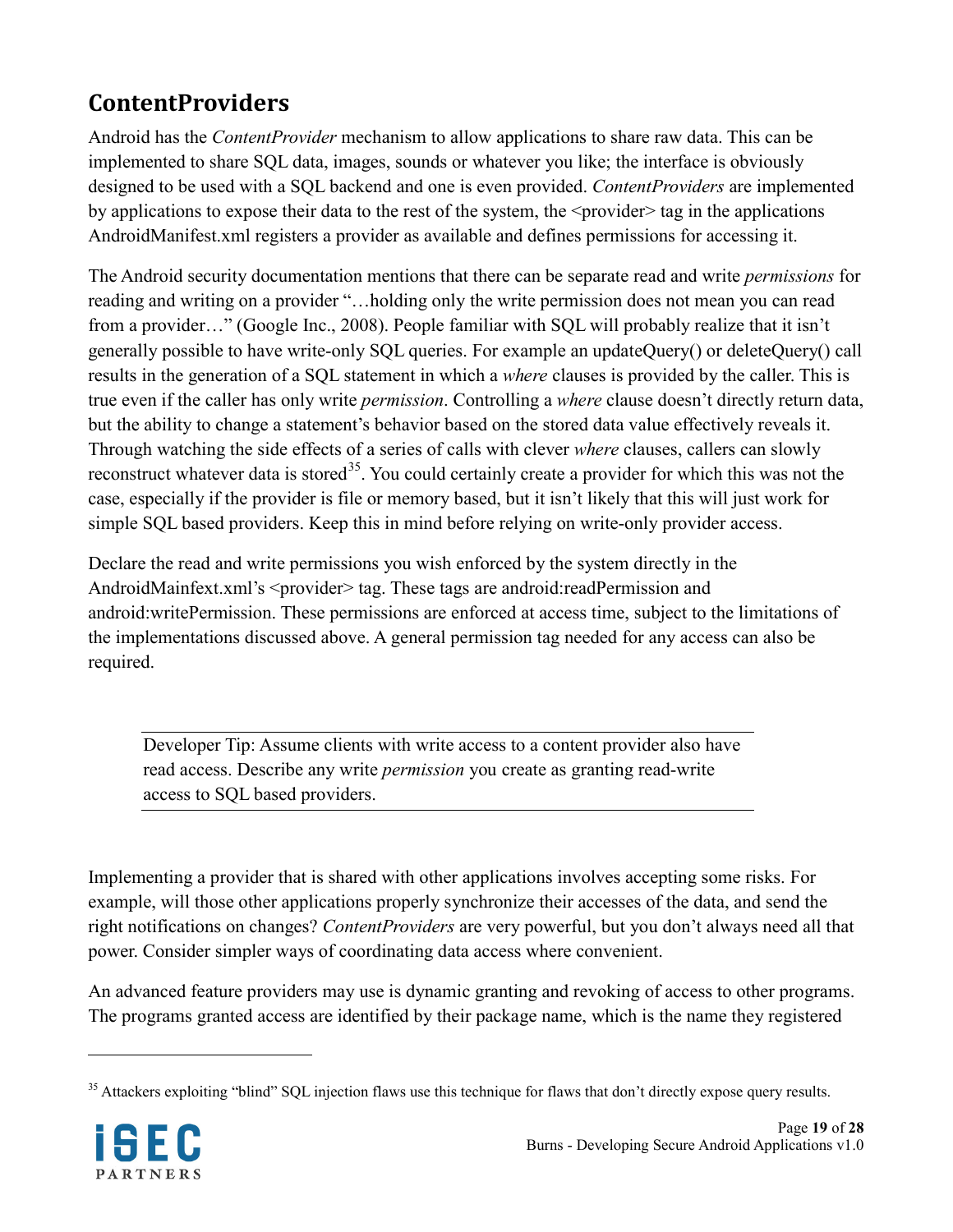## ContentProviders

Android has the *ContentProvider* mechanism to allow applications to share raw data. This can be implemented to share SQL data, images, sounds or whatever you like; the interface is obviously designed to be used with a SQL backend and one is even provided. *ContentProviders* are implemented by applications to expose their data to the rest of the system, the <provider> tag in the applications AndroidManifest.xml registers a provider as available and defines permissions for accessing it.

The Android security documentation mentions that there can be separate read and write *permissions* for reading and writing on a provider "…holding only the write permission does not mean you can read from a provider…" (Google Inc., 2008). People familiar with SQL will probably realize that it isn't generally possible to have write-only SQL queries. For example an updateQuery() or deleteQuery() call results in the generation of a SQL statement in which a *where* clauses is provided by the caller. This is true even if the caller has only write *permission*. Controlling a *where* clause doesn't directly return data, but the ability to change a statement's behavior based on the stored data value effectively reveals it. Through watching the side effects of a series of calls with clever *where* clauses, callers can slowly reconstruct whatever data is stored[35]. You could certainly create a provider for which this was not the case, especially if the provider is file or memory based, but it isn't likely that this will just work for simple SQL based providers. Keep this in mind before relying on write-only provider access.

Declare the read and write permissions you wish enforced by the system directly in the AndroidMainfext.xml's <provider> tag. These tags are android:readPermission and android:writePermission. These permissions are enforced at access time, subject to the limitations of the implementations discussed above. A general permission tag needed for any access can also be required.

> Developer Tip: Assume clients with write access to a content provider also have read access. Describe any write *permission* you create as granting read-write access to SQL based providers.

Implementing a provider that is shared with other applications involves accepting some risks. For example, will those other applications properly synchronize their accesses of the data, and send the right notifications on changes? *ContentProviders* are very powerful, but you don't always need all that power. Consider simpler ways of coordinating data access where convenient.

An advanced feature providers may use is dynamic granting and revoking of access to other programs. The programs granted access are identified by their package name, which is the name they registered

[35] Attackers exploiting "blind" SQL injection flaws use this technique for flaws that don't directly expose query results.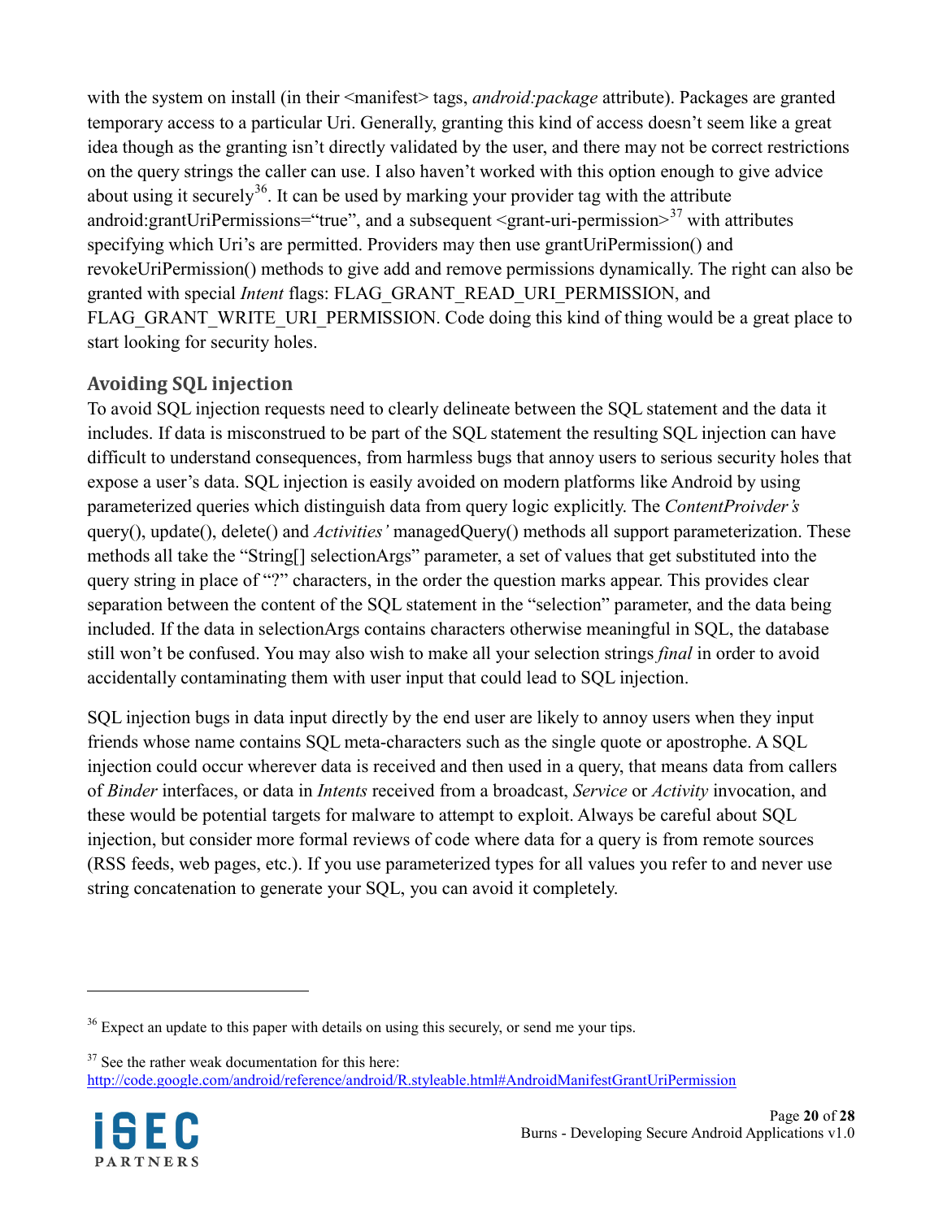with the system on install (in their <manifest> tags, *android:package* attribute). Packages are granted temporary access to a particular Uri. Generally, granting this kind of access doesn't seem like a great idea though as the granting isn't directly validated by the user, and there may not be correct restrictions on the query strings the caller can use. I also haven't worked with this option enough to give advice about using it securely[36]. It can be used by marking your provider tag with the attribute android:grantUriPermissions="true", and a subsequent <grant-uri-permission>[37] with attributes specifying which Uri's are permitted. Providers may then use grantUriPermission() and revokeUriPermission() methods to give add and remove permissions dynamically. The right can also be granted with special *Intent* flags: FLAG_GRANT_READ_URI_PERMISSION, and FLAG_GRANT_WRITE_URI_PERMISSION. Code doing this kind of thing would be a great place to start looking for security holes.

### Avoiding SQL injection

To avoid SQL injection requests need to clearly delineate between the SQL statement and the data it includes. If data is misconstrued to be part of the SQL statement the resulting SQL injection can have difficult to understand consequences, from harmless bugs that annoy users to serious security holes that expose a user's data. SQL injection is easily avoided on modern platforms like Android by using parameterized queries which distinguish data from query logic explicitly. The *ContentProivder's* query(), update(), delete() and *Activities'* managedQuery() methods all support parameterization. These methods all take the "String[] selectionArgs" parameter, a set of values that get substituted into the query string in place of "?" characters, in the order the question marks appear. This provides clear separation between the content of the SQL statement in the "selection" parameter, and the data being included. If the data in selectionArgs contains characters otherwise meaningful in SQL, the database still won't be confused. You may also wish to make all your selection strings *final* in order to avoid accidentally contaminating them with user input that could lead to SQL injection.

SQL injection bugs in data input directly by the end user are likely to annoy users when they input friends whose name contains SQL meta-characters such as the single quote or apostrophe. A SQL injection could occur wherever data is received and then used in a query, that means data from callers of *Binder* interfaces, or data in *Intents* received from a broadcast, *Service* or *Activity* invocation, and these would be potential targets for malware to attempt to exploit. Always be careful about SQL injection, but consider more formal reviews of code where data for a query is from remote sources (RSS feeds, web pages, etc.). If you use parameterized types for all values you refer to and never use string concatenation to generate your SQL, you can avoid it completely.

---

[36] Expect an update to this paper with details on using this securely, or send me your tips.

[37] See the rather weak documentation for this here: http://code.google.com/android/reference/android/R.styleable.html#AndroidManifestGrantUriPermission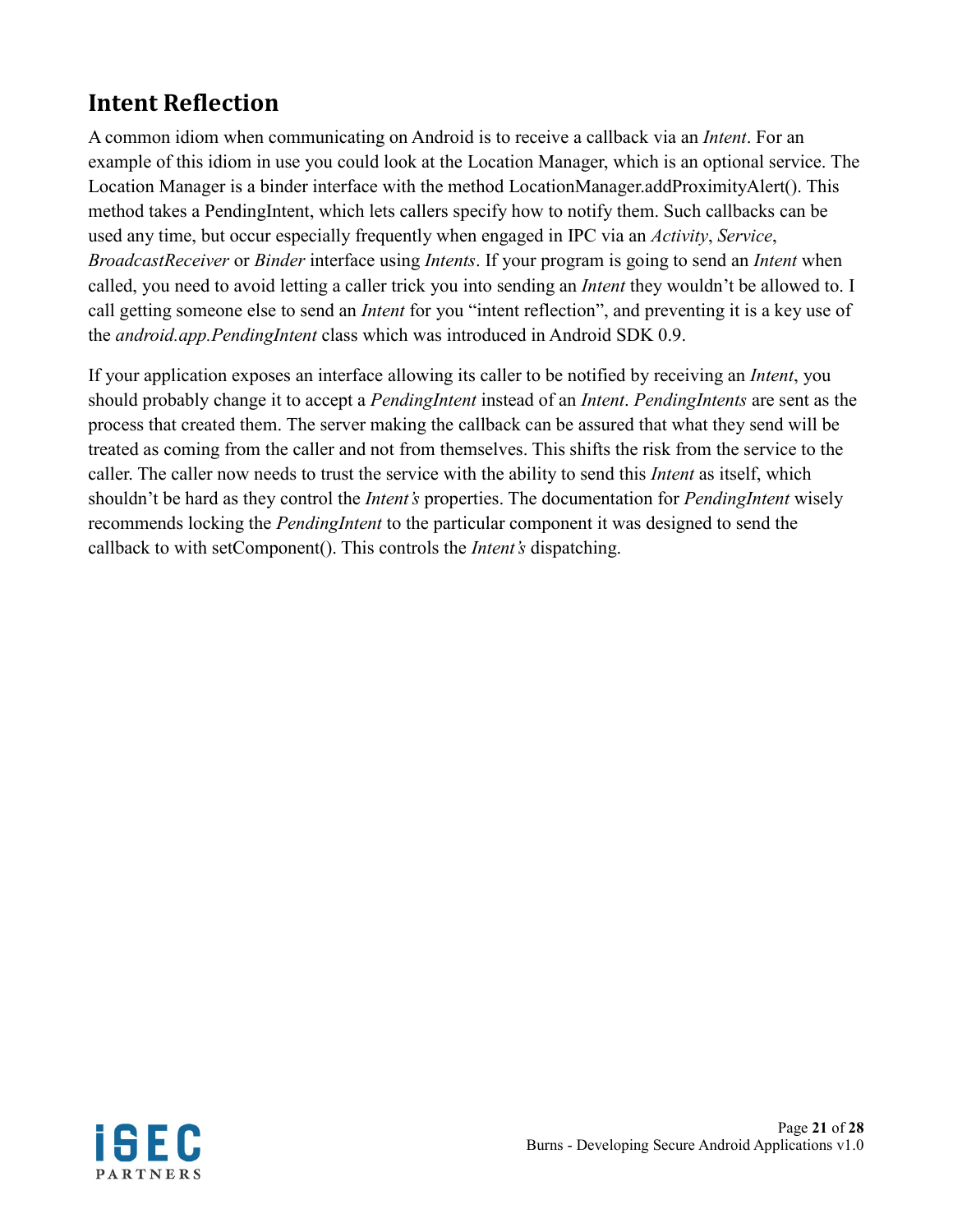## Intent Reflection

A common idiom when communicating on Android is to receive a callback via an *Intent*. For an example of this idiom in use you could look at the Location Manager, which is an optional service. The Location Manager is a binder interface with the method LocationManager.addProximityAlert(). This method takes a PendingIntent, which lets callers specify how to notify them. Such callbacks can be used any time, but occur especially frequently when engaged in IPC via an *Activity*, *Service*, *BroadcastReceiver* or *Binder* interface using *Intents*. If your program is going to send an *Intent* when called, you need to avoid letting a caller trick you into sending an *Intent* they wouldn't be allowed to. I call getting someone else to send an *Intent* for you "intent reflection", and preventing it is a key use of the *android.app.PendingIntent* class which was introduced in Android SDK 0.9.

If your application exposes an interface allowing its caller to be notified by receiving an *Intent*, you should probably change it to accept a *PendingIntent* instead of an *Intent*. *PendingIntents* are sent as the process that created them. The server making the callback can be assured that what they send will be treated as coming from the caller and not from themselves. This shifts the risk from the service to the caller. The caller now needs to trust the service with the ability to send this *Intent* as itself, which shouldn't be hard as they control the *Intent's* properties. The documentation for *PendingIntent* wisely recommends locking the *PendingIntent* to the particular component it was designed to send the callback to with setComponent(). This controls the *Intent's* dispatching.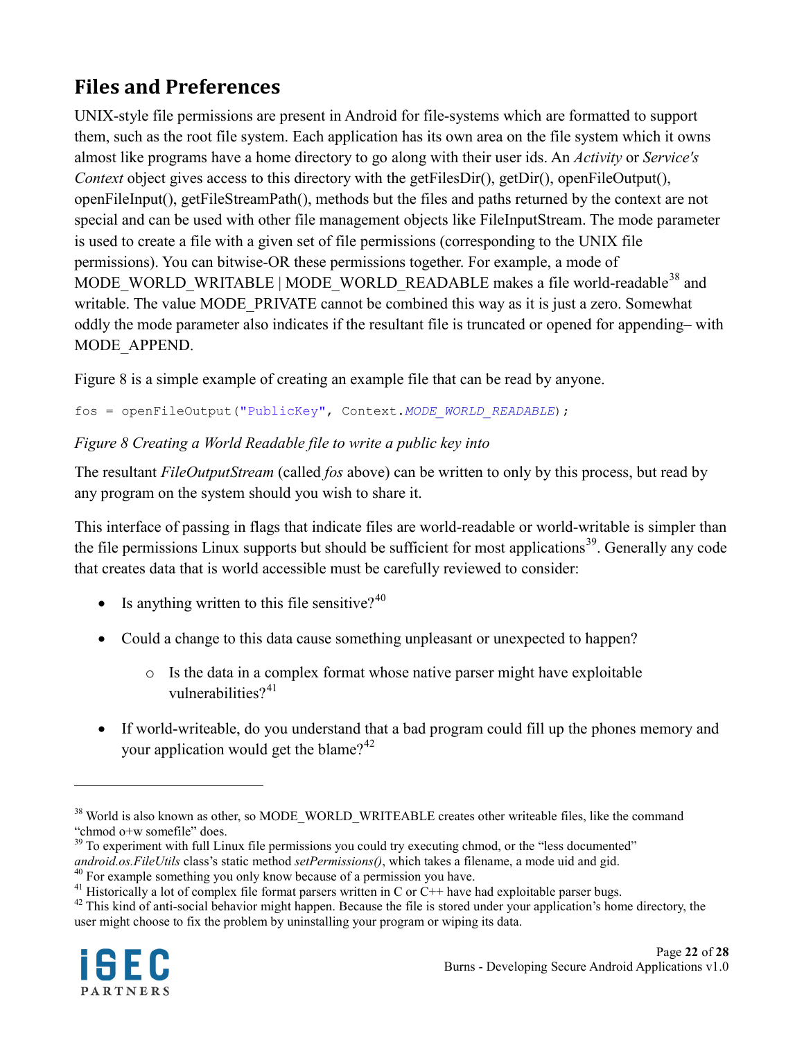## Files and Preferences

UNIX-style file permissions are present in Android for file-systems which are formatted to support them, such as the root file system. Each application has its own area on the file system which it owns almost like programs have a home directory to go along with their user ids. An *Activity* or *Service's Context* object gives access to this directory with the getFilesDir(), getDir(), openFileOutput(), openFileInput(), getFileStreamPath(), methods but the files and paths returned by the context are not special and can be used with other file management objects like FileInputStream. The mode parameter is used to create a file with a given set of file permissions (corresponding to the UNIX file permissions). You can bitwise-OR these permissions together. For example, a mode of MODE_WORLD_WRITABLE | MODE_WORLD_READABLE makes a file world-readable[38] and writable. The value MODE_PRIVATE cannot be combined this way as it is just a zero. Somewhat oddly the mode parameter also indicates if the resultant file is truncated or opened for appending– with MODE_APPEND.

Figure 8 is a simple example of creating an example file that can be read by anyone.

```
fos = openFileOutput("PublicKey", Context.MODE_WORLD_READABLE);
```

*Figure 8 Creating a World Readable file to write a public key into*

The resultant *FileOutputStream* (called *fos* above) can be written to only by this process, but read by any program on the system should you wish to share it.

This interface of passing in flags that indicate files are world-readable or world-writable is simpler than the file permissions Linux supports but should be sufficient for most applications[39]. Generally any code that creates data that is world accessible must be carefully reviewed to consider:

- Is anything written to this file sensitive?[40]
- Could a change to this data cause something unpleasant or unexpected to happen?
    - Is the data in a complex format whose native parser might have exploitable vulnerabilities?[41]
- If world-writeable, do you understand that a bad program could fill up the phones memory and your application would get the blame?[42]

---

[38] World is also known as other, so MODE_WORLD_WRITEABLE creates other writeable files, like the command "chmod o+w somefile" does.

[39] To experiment with full Linux file permissions you could try executing chmod, or the "less documented" *android.os.FileUtils* class's static method *setPermissions()*, which takes a filename, a mode uid and gid.

[40] For example something you only know because of a permission you have.

[41] Historically a lot of complex file format parsers written in C or C++ have had exploitable parser bugs.

[42] This kind of anti-social behavior might happen. Because the file is stored under your application's home directory, the user might choose to fix the problem by uninstalling your program or wiping its data.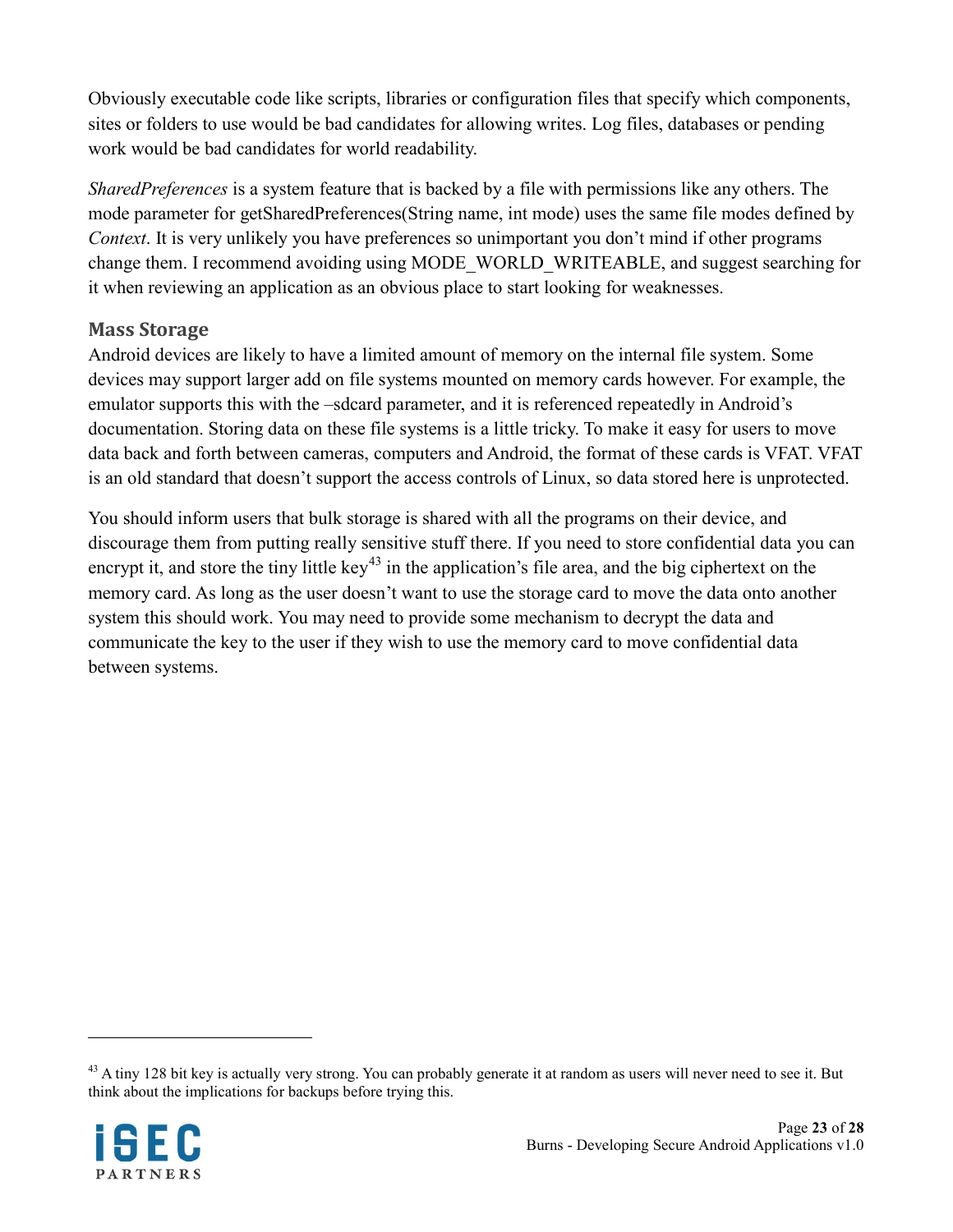Obviously executable code like scripts, libraries or configuration files that specify which components, sites or folders to use would be bad candidates for allowing writes. Log files, databases or pending work would be bad candidates for world readability.

*SharedPreferences* is a system feature that is backed by a file with permissions like any others. The mode parameter for getSharedPreferences(String name, int mode) uses the same file modes defined by *Context*. It is very unlikely you have preferences so unimportant you don't mind if other programs change them. I recommend avoiding using MODE_WORLD_WRITEABLE, and suggest searching for it when reviewing an application as an obvious place to start looking for weaknesses.

## Mass Storage

Android devices are likely to have a limited amount of memory on the internal file system. Some devices may support larger add on file systems mounted on memory cards however. For example, the emulator supports this with the –sdcard parameter, and it is referenced repeatedly in Android's documentation. Storing data on these file systems is a little tricky. To make it easy for users to move data back and forth between cameras, computers and Android, the format of these cards is VFAT. VFAT is an old standard that doesn't support the access controls of Linux, so data stored here is unprotected.

You should inform users that bulk storage is shared with all the programs on their device, and discourage them from putting really sensitive stuff there. If you need to store confidential data you can encrypt it, and store the tiny little key[43] in the application's file area, and the big ciphertext on the memory card. As long as the user doesn't want to use the storage card to move the data onto another system this should work. You may need to provide some mechanism to decrypt the data and communicate the key to the user if they wish to use the memory card to move confidential data between systems.

---

[43] A tiny 128 bit key is actually very strong. You can probably generate it at random as users will never need to see it. But think about the implications for backups before trying this.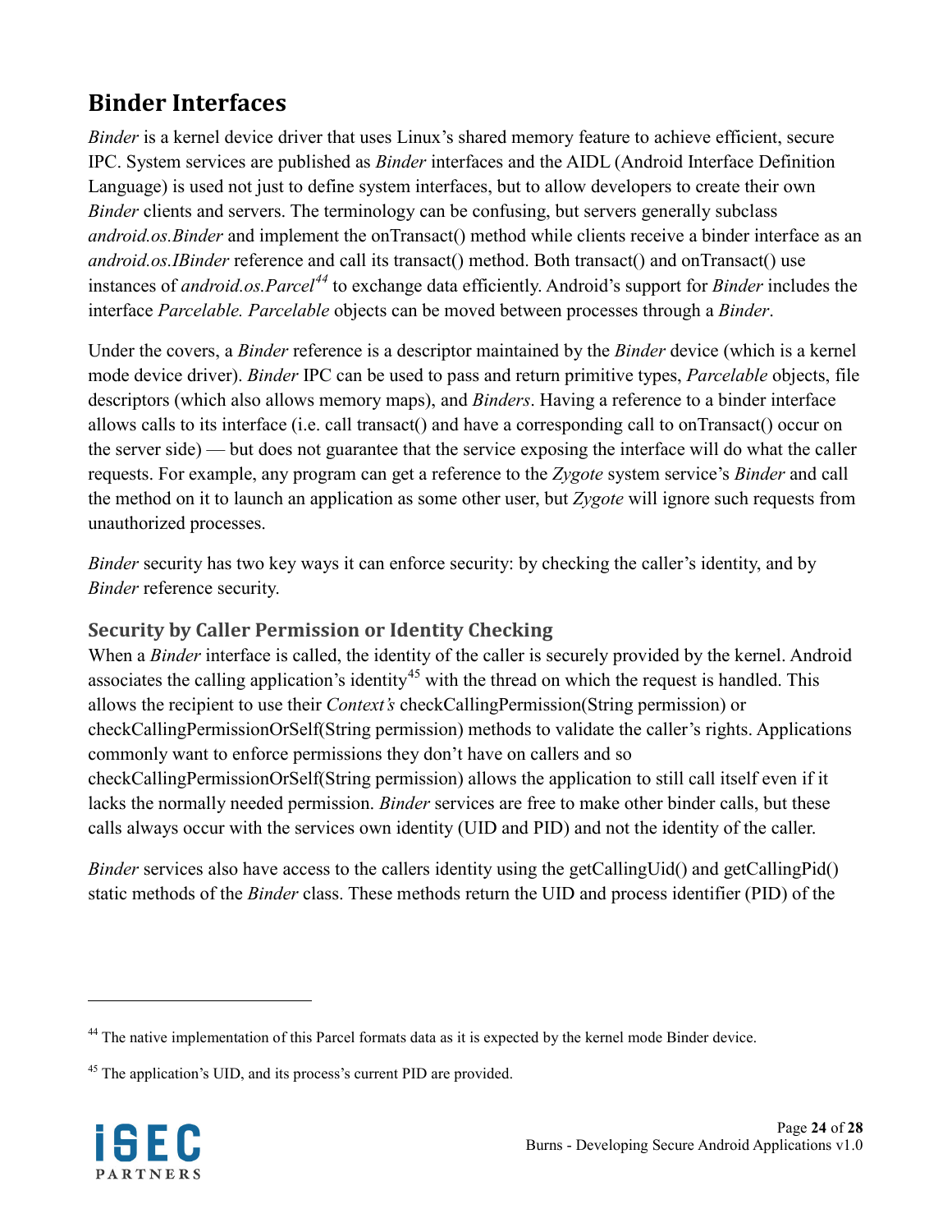## Binder Interfaces

*Binder* is a kernel device driver that uses Linux's shared memory feature to achieve efficient, secure IPC. System services are published as *Binder* interfaces and the AIDL (Android Interface Definition Language) is used not just to define system interfaces, but to allow developers to create their own *Binder* clients and servers. The terminology can be confusing, but servers generally subclass *android.os.Binder* and implement the onTransact() method while clients receive a binder interface as an *android.os.IBinder* reference and call its transact() method. Both transact() and onTransact() use instances of *android.os.Parcel*[44] to exchange data efficiently. Android's support for *Binder* includes the interface *Parcelable. Parcelable* objects can be moved between processes through a *Binder*.

Under the covers, a *Binder* reference is a descriptor maintained by the *Binder* device (which is a kernel mode device driver). *Binder* IPC can be used to pass and return primitive types, *Parcelable* objects, file descriptors (which also allows memory maps), and *Binders*. Having a reference to a binder interface allows calls to its interface (i.e. call transact() and have a corresponding call to onTransact() occur on the server side) — but does not guarantee that the service exposing the interface will do what the caller requests. For example, any program can get a reference to the *Zygote* system service's *Binder* and call the method on it to launch an application as some other user, but *Zygote* will ignore such requests from unauthorized processes.

*Binder* security has two key ways it can enforce security: by checking the caller's identity, and by *Binder* reference security.

### Security by Caller Permission or Identity Checking

When a *Binder* interface is called, the identity of the caller is securely provided by the kernel. Android associates the calling application's identity[45] with the thread on which the request is handled. This allows the recipient to use their *Context's* checkCallingPermission(String permission) or checkCallingPermissionOrSelf(String permission) methods to validate the caller's rights. Applications commonly want to enforce permissions they don't have on callers and so checkCallingPermissionOrSelf(String permission) allows the application to still call itself even if it lacks the normally needed permission. *Binder* services are free to make other binder calls, but these calls always occur with the services own identity (UID and PID) and not the identity of the caller.

*Binder* services also have access to the callers identity using the getCallingUid() and getCallingPid() static methods of the *Binder* class. These methods return the UID and process identifier (PID) of the

---

[44] The native implementation of this Parcel formats data as it is expected by the kernel mode Binder device.

[45] The application's UID, and its process's current PID are provided.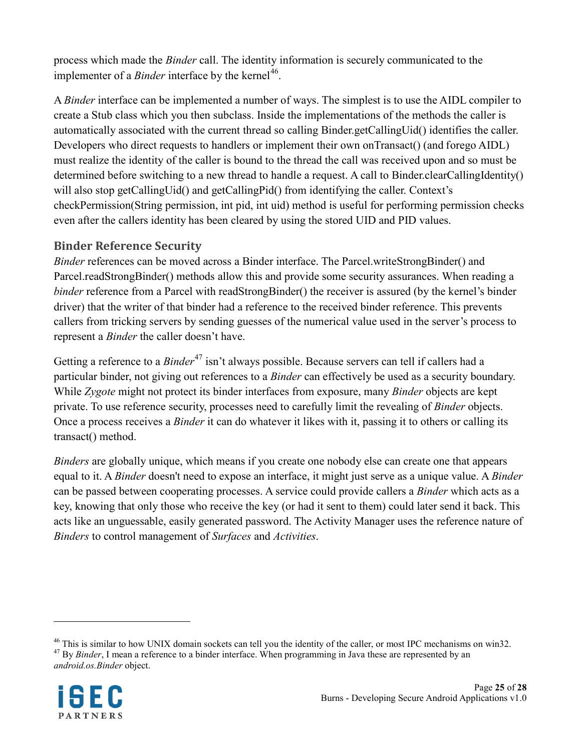process which made the *Binder* call. The identity information is securely communicated to the implementer of a *Binder* interface by the kernel[46].

A *Binder* interface can be implemented a number of ways. The simplest is to use the AIDL compiler to create a Stub class which you then subclass. Inside the implementations of the methods the caller is automatically associated with the current thread so calling Binder.getCallingUid() identifies the caller. Developers who direct requests to handlers or implement their own onTransact() (and forego AIDL) must realize the identity of the caller is bound to the thread the call was received upon and so must be determined before switching to a new thread to handle a request. A call to Binder.clearCallingIdentity() will also stop getCallingUid() and getCallingPid() from identifying the caller. Context's checkPermission(String permission, int pid, int uid) method is useful for performing permission checks even after the callers identity has been cleared by using the stored UID and PID values.

### Binder Reference Security

*Binder* references can be moved across a Binder interface. The Parcel.writeStrongBinder() and Parcel.readStrongBinder() methods allow this and provide some security assurances. When reading a *binder* reference from a Parcel with readStrongBinder() the receiver is assured (by the kernel's binder driver) that the writer of that binder had a reference to the received binder reference. This prevents callers from tricking servers by sending guesses of the numerical value used in the server's process to represent a *Binder* the caller doesn't have.

Getting a reference to a *Binder*[47] isn't always possible. Because servers can tell if callers had a particular binder, not giving out references to a *Binder* can effectively be used as a security boundary. While *Zygote* might not protect its binder interfaces from exposure, many *Binder* objects are kept private. To use reference security, processes need to carefully limit the revealing of *Binder* objects. Once a process receives a *Binder* it can do whatever it likes with it, passing it to others or calling its transact() method.

*Binders* are globally unique, which means if you create one nobody else can create one that appears equal to it. A *Binder* doesn't need to expose an interface, it might just serve as a unique value. A *Binder* can be passed between cooperating processes. A service could provide callers a *Binder* which acts as a key, knowing that only those who receive the key (or had it sent to them) could later send it back. This acts like an unguessable, easily generated password. The Activity Manager uses the reference nature of *Binders* to control management of *Surfaces* and *Activities*.

---

[46] This is similar to how UNIX domain sockets can tell you the identity of the caller, or most IPC mechanisms on win32.

[47] By *Binder*, I mean a reference to a binder interface. When programming in Java these are represented by an *android.os.Binder* object.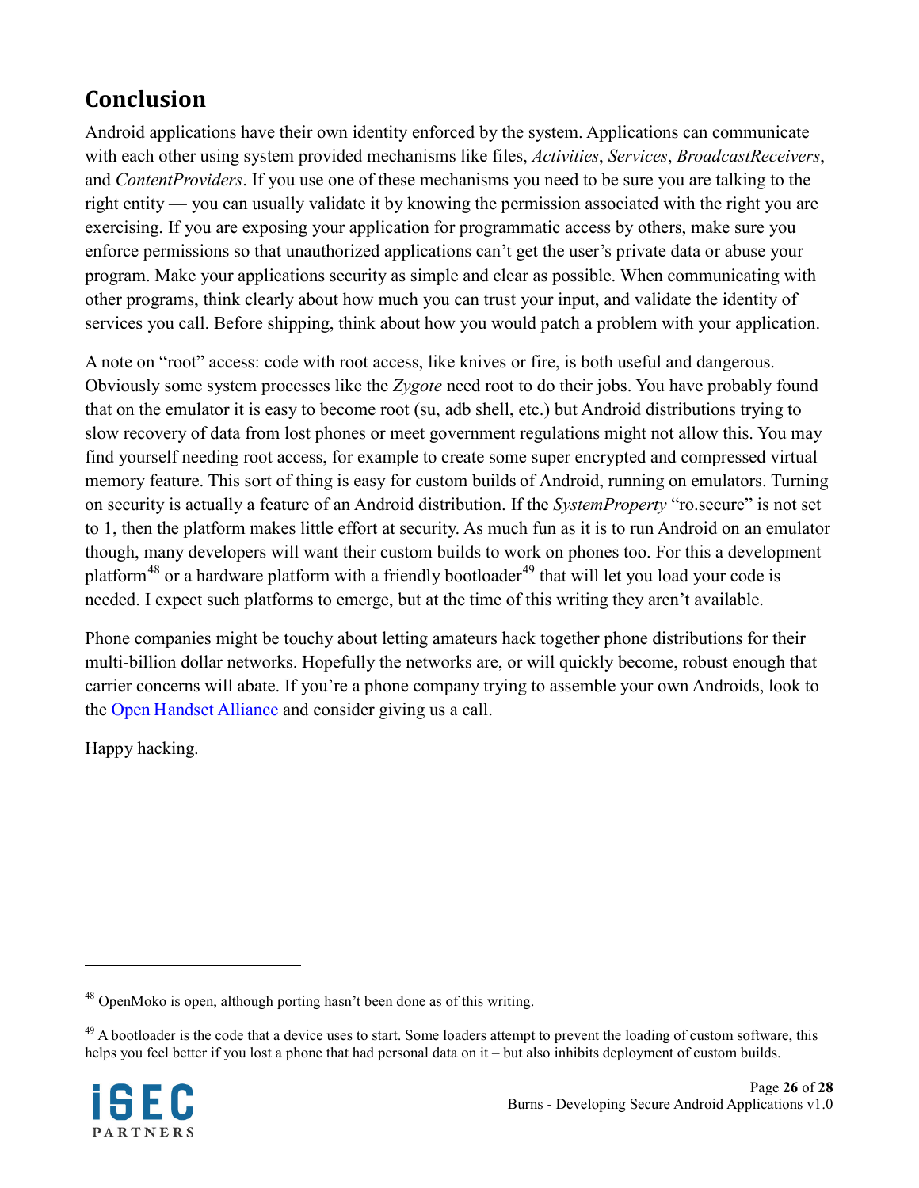## Conclusion

Android applications have their own identity enforced by the system. Applications can communicate with each other using system provided mechanisms like files, *Activities*, *Services*, *BroadcastReceivers*, and *ContentProviders*. If you use one of these mechanisms you need to be sure you are talking to the right entity — you can usually validate it by knowing the permission associated with the right you are exercising. If you are exposing your application for programmatic access by others, make sure you enforce permissions so that unauthorized applications can't get the user's private data or abuse your program. Make your applications security as simple and clear as possible. When communicating with other programs, think clearly about how much you can trust your input, and validate the identity of services you call. Before shipping, think about how you would patch a problem with your application.

A note on "root" access: code with root access, like knives or fire, is both useful and dangerous. Obviously some system processes like the *Zygote* need root to do their jobs. You have probably found that on the emulator it is easy to become root (su, adb shell, etc.) but Android distributions trying to slow recovery of data from lost phones or meet government regulations might not allow this. You may find yourself needing root access, for example to create some super encrypted and compressed virtual memory feature. This sort of thing is easy for custom builds of Android, running on emulators. Turning on security is actually a feature of an Android distribution. If the *SystemProperty* "ro.secure" is not set to 1, then the platform makes little effort at security. As much fun as it is to run Android on an emulator though, many developers will want their custom builds to work on phones too. For this a development platform[48] or a hardware platform with a friendly bootloader[49] that will let you load your code is needed. I expect such platforms to emerge, but at the time of this writing they aren't available.

Phone companies might be touchy about letting amateurs hack together phone distributions for their multi-billion dollar networks. Hopefully the networks are, or will quickly become, robust enough that carrier concerns will abate. If you're a phone company trying to assemble your own Androids, look to the [Open Handset Alliance]() and consider giving us a call.

Happy hacking.

---

[48] OpenMoko is open, although porting hasn't been done as of this writing.

[49] A bootloader is the code that a device uses to start. Some loaders attempt to prevent the loading of custom software, this helps you feel better if you lost a phone that had personal data on it – but also inhibits deployment of custom builds.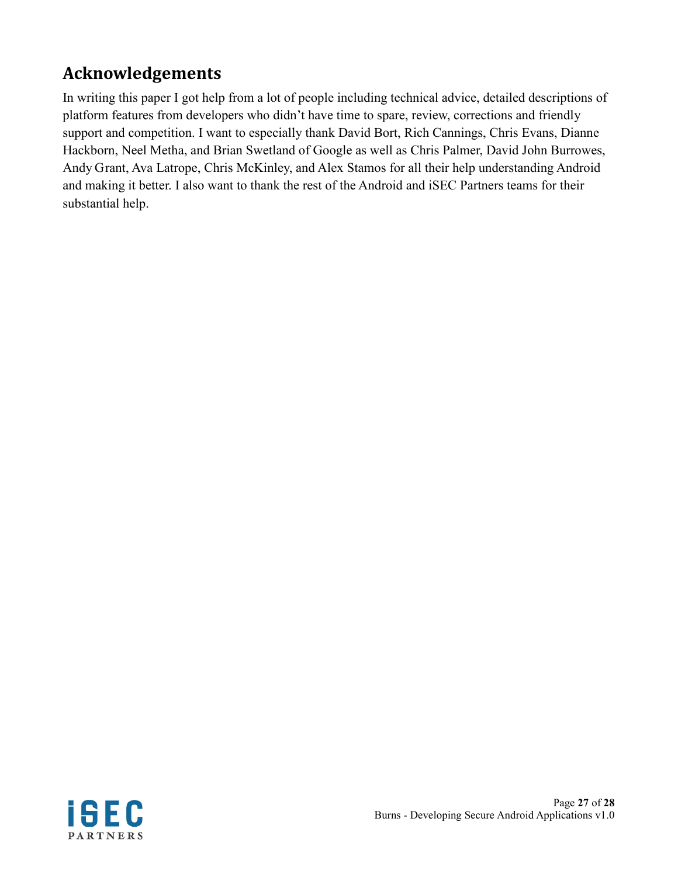## Acknowledgements

In writing this paper I got help from a lot of people including technical advice, detailed descriptions of platform features from developers who didn't have time to spare, review, corrections and friendly support and competition. I want to especially thank David Bort, Rich Cannings, Chris Evans, Dianne Hackborn, Neel Metha, and Brian Swetland of Google as well as Chris Palmer, David John Burrowes, Andy Grant, Ava Latrope, Chris McKinley, and Alex Stamos for all their help understanding Android and making it better. I also want to thank the rest of the Android and iSEC Partners teams for their substantial help.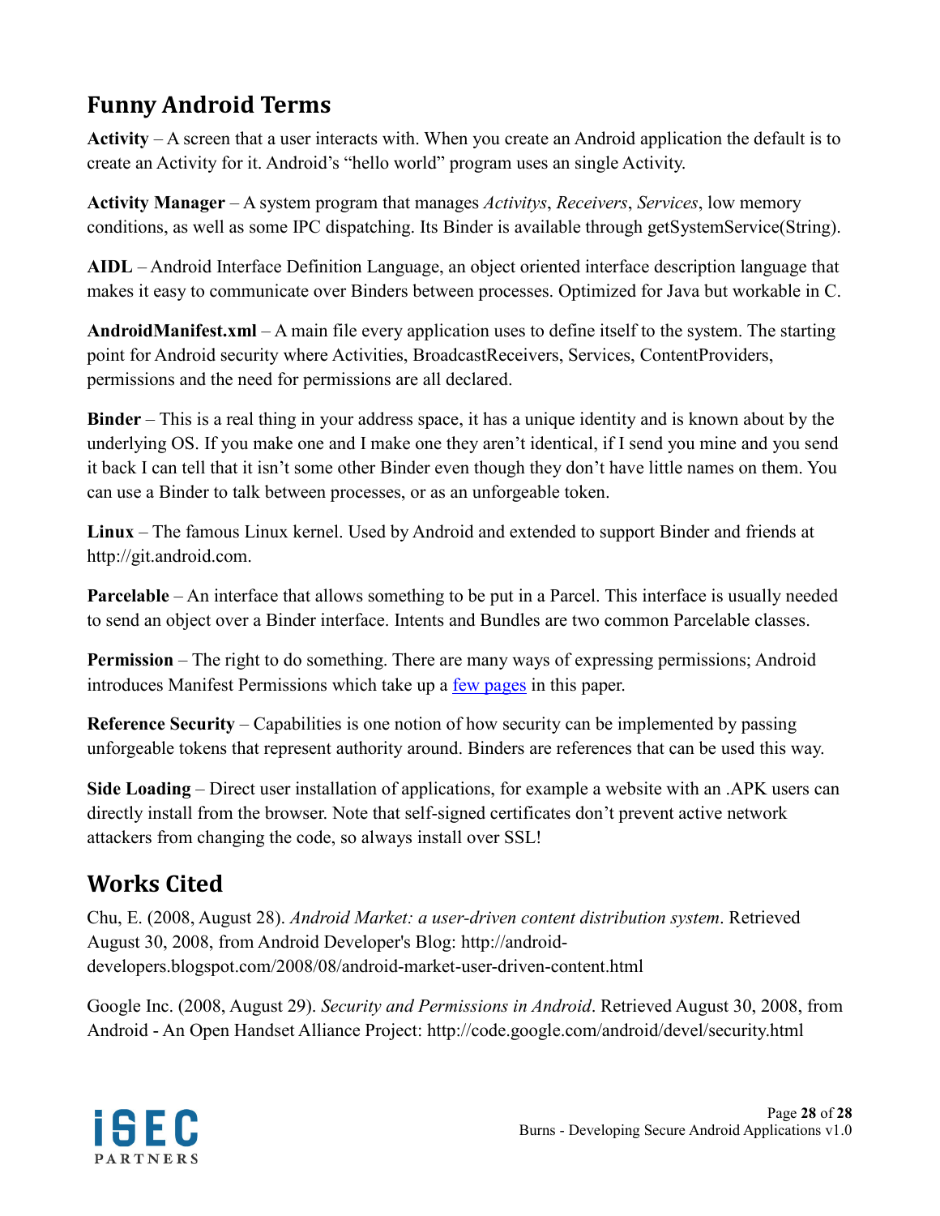## Funny Android Terms

**Activity** – A screen that a user interacts with. When you create an Android application the default is to create an Activity for it. Android's "hello world" program uses an single Activity.

**Activity Manager** – A system program that manages *Activitys*, *Receivers*, *Services*, low memory conditions, as well as some IPC dispatching. Its Binder is available through getSystemService(String).

**AIDL** – Android Interface Definition Language, an object oriented interface description language that makes it easy to communicate over Binders between processes. Optimized for Java but workable in C.

**AndroidManifest.xml** – A main file every application uses to define itself to the system. The starting point for Android security where Activities, BroadcastReceivers, Services, ContentProviders, permissions and the need for permissions are all declared.

**Binder** – This is a real thing in your address space, it has a unique identity and is known about by the underlying OS. If you make one and I make one they aren't identical, if I send you mine and you send it back I can tell that it isn't some other Binder even though they don't have little names on them. You can use a Binder to talk between processes, or as an unforgeable token.

**Linux** – The famous Linux kernel. Used by Android and extended to support Binder and friends at http://git.android.com.

**Parcelable** – An interface that allows something to be put in a Parcel. This interface is usually needed to send an object over a Binder interface. Intents and Bundles are two common Parcelable classes.

**Permission** – The right to do something. There are many ways of expressing permissions; Android introduces Manifest Permissions which take up a few pages in this paper.

**Reference Security** – Capabilities is one notion of how security can be implemented by passing unforgeable tokens that represent authority around. Binders are references that can be used this way.

**Side Loading** – Direct user installation of applications, for example a website with an .APK users can directly install from the browser. Note that self-signed certificates don't prevent active network attackers from changing the code, so always install over SSL!

## Works Cited

Chu, E. (2008, August 28). *Android Market: a user-driven content distribution system*. Retrieved August 30, 2008, from Android Developer's Blog: http://android-developers.blogspot.com/2008/08/android-market-user-driven-content.html

Google Inc. (2008, August 29). *Security and Permissions in Android*. Retrieved August 30, 2008, from Android - An Open Handset Alliance Project: http://code.google.com/android/devel/security.html